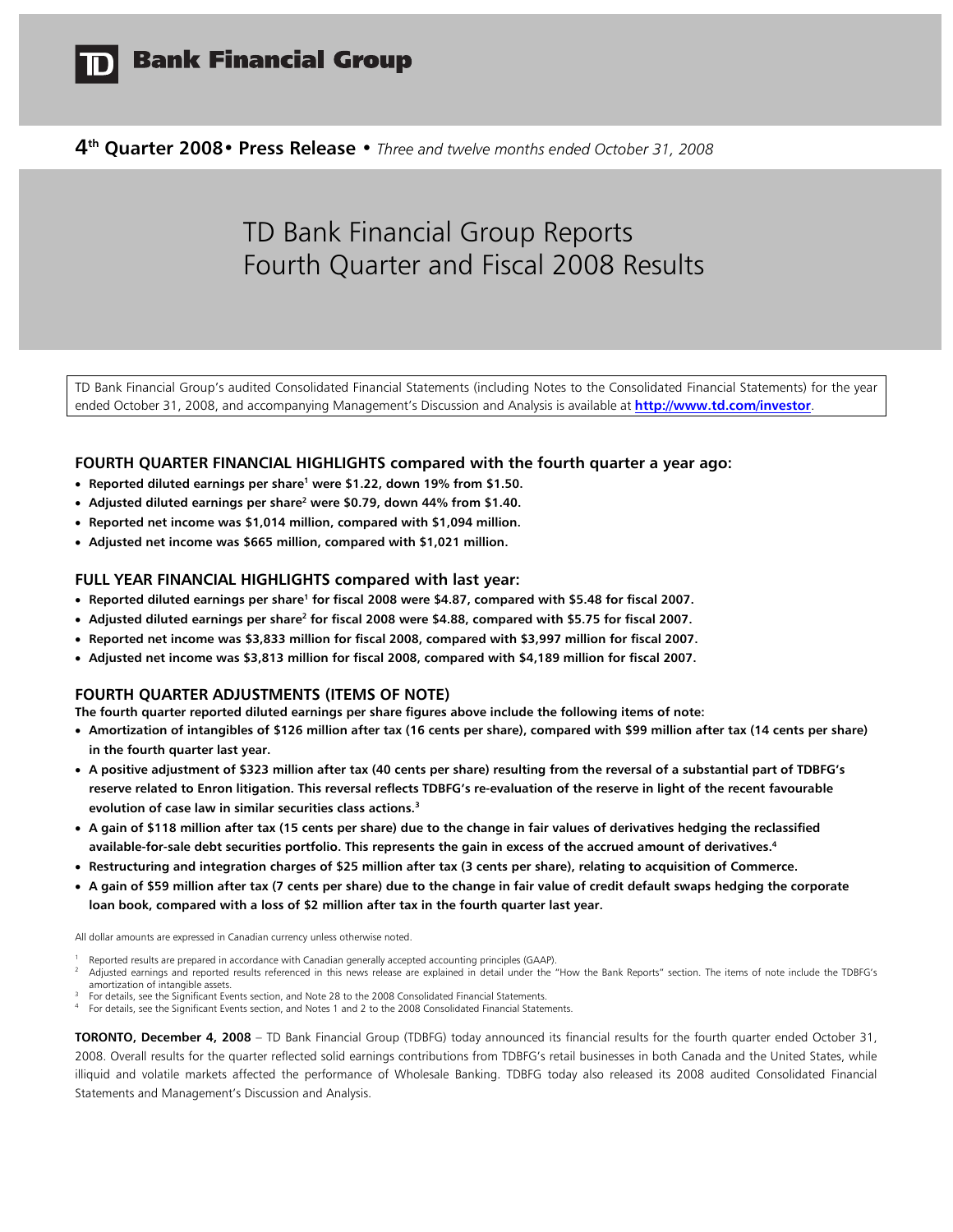# TD Bank Financial Group

**4th Quarter 2008 • Press Release •** *Three and twelve months ended October 31, 2008*

# TD Bank Financial Group Reports Fourth Quarter and Fiscal 2008 Results

TD Bank Financial Group's audited Consolidated Financial Statements (including Notes to the Consolidated Financial Statements) for the year ended October 31, 2008, and accompanying Management's Discussion and Analysis is available at **http://www.td.com/investor**.

## FOURTH QUARTER FINANCIAL HIGHLIGHTS compared with the fourth quarter a year ago:

- **Reported diluted earnings per share[1] were $1.22, down 19% from $1.50.**
- **Adjusted diluted earnings per share[2] were $0.79, down 44% from $1.40.**
- **Reported net income was $1,014 million, compared with $1,094 million.**
- **Adjusted net income was $665 million, compared with $1,021 million.**

## FULL YEAR FINANCIAL HIGHLIGHTS compared with last year:

- **Reported diluted earnings per share[1] for fiscal 2008 were $4.87, compared with $5.48 for fiscal 2007.**
- **Adjusted diluted earnings per share[2] for fiscal 2008 were $4.88, compared with $5.75 for fiscal 2007.**
- **Reported net income was $3,833 million for fiscal 2008, compared with $3,997 million for fiscal 2007.**
- **Adjusted net income was $3,813 million for fiscal 2008, compared with $4,189 million for fiscal 2007.**

## FOURTH QUARTER ADJUSTMENTS (ITEMS OF NOTE)

**The fourth quarter reported diluted earnings per share figures above include the following items of note:**

- **Amortization of intangibles of $126 million after tax (16 cents per share), compared with $99 million after tax (14 cents per share) in the fourth quarter last year.**
- **A positive adjustment of $323 million after tax (40 cents per share) resulting from the reversal of a substantial part of TDBFG's reserve related to Enron litigation. This reversal reflects TDBFG's re-evaluation of the reserve in light of the recent favourable evolution of case law in similar securities class actions.[3]**
- **A gain of $118 million after tax (15 cents per share) due to the change in fair values of derivatives hedging the reclassified available-for-sale debt securities portfolio. This represents the gain in excess of the accrued amount of derivatives.[4]**
- **Restructuring and integration charges of $25 million after tax (3 cents per share), relating to acquisition of Commerce.**
- **A gain of $59 million after tax (7 cents per share) due to the change in fair value of credit default swaps hedging the corporate loan book, compared with a loss of $2 million after tax in the fourth quarter last year.**

All dollar amounts are expressed in Canadian currency unless otherwise noted.

[1] Reported results are prepared in accordance with Canadian generally accepted accounting principles (GAAP).

[2] Adjusted earnings and reported results referenced in this news release are explained in detail under the "How the Bank Reports" section. The items of note include the TDBFG's amortization of intangible assets.

[3] For details, see the Significant Events section, and Note 28 to the 2008 Consolidated Financial Statements.

[4] For details, see the Significant Events section, and Notes 1 and 2 to the 2008 Consolidated Financial Statements.

**TORONTO, December 4, 2008** – TD Bank Financial Group (TDBFG) today announced its financial results for the fourth quarter ended October 31, 2008. Overall results for the quarter reflected solid earnings contributions from TDBFG's retail businesses in both Canada and the United States, while illiquid and volatile markets affected the performance of Wholesale Banking. TDBFG today also released its 2008 audited Consolidated Financial Statements and Management's Discussion and Analysis.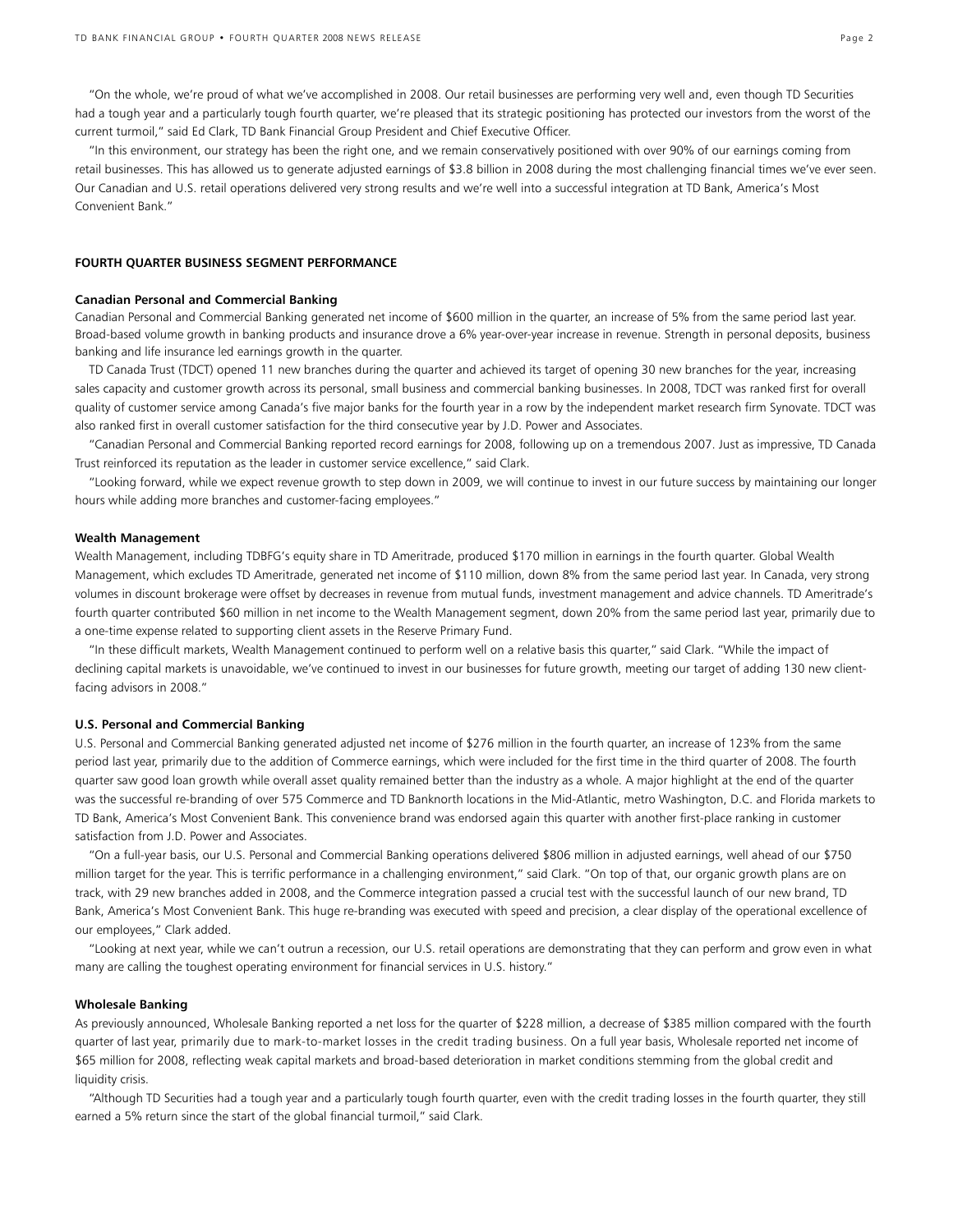"On the whole, we're proud of what we've accomplished in 2008. Our retail businesses are performing very well and, even though TD Securities had a tough year and a particularly tough fourth quarter, we're pleased that its strategic positioning has protected our investors from the worst of the current turmoil," said Ed Clark, TD Bank Financial Group President and Chief Executive Officer.

"In this environment, our strategy has been the right one, and we remain conservatively positioned with over 90% of our earnings coming from retail businesses. This has allowed us to generate adjusted earnings of $3.8 billion in 2008 during the most challenging financial times we've ever seen. Our Canadian and U.S. retail operations delivered very strong results and we're well into a successful integration at TD Bank, America's Most Convenient Bank."

## FOURTH QUARTER BUSINESS SEGMENT PERFORMANCE

### Canadian Personal and Commercial Banking

Canadian Personal and Commercial Banking generated net income of $600 million in the quarter, an increase of 5% from the same period last year. Broad-based volume growth in banking products and insurance drove a 6% year-over-year increase in revenue. Strength in personal deposits, business banking and life insurance led earnings growth in the quarter.

TD Canada Trust (TDCT) opened 11 new branches during the quarter and achieved its target of opening 30 new branches for the year, increasing sales capacity and customer growth across its personal, small business and commercial banking businesses. In 2008, TDCT was ranked first for overall quality of customer service among Canada's five major banks for the fourth year in a row by the independent market research firm Synovate. TDCT was also ranked first in overall customer satisfaction for the third consecutive year by J.D. Power and Associates.

"Canadian Personal and Commercial Banking reported record earnings for 2008, following up on a tremendous 2007. Just as impressive, TD Canada Trust reinforced its reputation as the leader in customer service excellence," said Clark.

"Looking forward, while we expect revenue growth to step down in 2009, we will continue to invest in our future success by maintaining our longer hours while adding more branches and customer-facing employees."

### Wealth Management

Wealth Management, including TDBFG's equity share in TD Ameritrade, produced $170 million in earnings in the fourth quarter. Global Wealth Management, which excludes TD Ameritrade, generated net income of $110 million, down 8% from the same period last year. In Canada, very strong volumes in discount brokerage were offset by decreases in revenue from mutual funds, investment management and advice channels. TD Ameritrade's fourth quarter contributed $60 million in net income to the Wealth Management segment, down 20% from the same period last year, primarily due to a one-time expense related to supporting client assets in the Reserve Primary Fund.

"In these difficult markets, Wealth Management continued to perform well on a relative basis this quarter," said Clark. "While the impact of declining capital markets is unavoidable, we've continued to invest in our businesses for future growth, meeting our target of adding 130 new client-facing advisors in 2008."

### U.S. Personal and Commercial Banking

U.S. Personal and Commercial Banking generated adjusted net income of $276 million in the fourth quarter, an increase of 123% from the same period last year, primarily due to the addition of Commerce earnings, which were included for the first time in the third quarter of 2008. The fourth quarter saw good loan growth while overall asset quality remained better than the industry as a whole. A major highlight at the end of the quarter was the successful re-branding of over 575 Commerce and TD Banknorth locations in the Mid-Atlantic, metro Washington, D.C. and Florida markets to TD Bank, America's Most Convenient Bank. This convenience brand was endorsed again this quarter with another first-place ranking in customer satisfaction from J.D. Power and Associates.

"On a full-year basis, our U.S. Personal and Commercial Banking operations delivered $806 million in adjusted earnings, well ahead of our $750 million target for the year. This is terrific performance in a challenging environment," said Clark. "On top of that, our organic growth plans are on track, with 29 new branches added in 2008, and the Commerce integration passed a crucial test with the successful launch of our new brand, TD Bank, America's Most Convenient Bank. This huge re-branding was executed with speed and precision, a clear display of the operational excellence of our employees," Clark added.

"Looking at next year, while we can't outrun a recession, our U.S. retail operations are demonstrating that they can perform and grow even in what many are calling the toughest operating environment for financial services in U.S. history."

### Wholesale Banking

As previously announced, Wholesale Banking reported a net loss for the quarter of $228 million, a decrease of $385 million compared with the fourth quarter of last year, primarily due to mark-to-market losses in the credit trading business. On a full year basis, Wholesale reported net income of $65 million for 2008, reflecting weak capital markets and broad-based deterioration in market conditions stemming from the global credit and liquidity crisis.

"Although TD Securities had a tough year and a particularly tough fourth quarter, even with the credit trading losses in the fourth quarter, they still earned a 5% return since the start of the global financial turmoil," said Clark.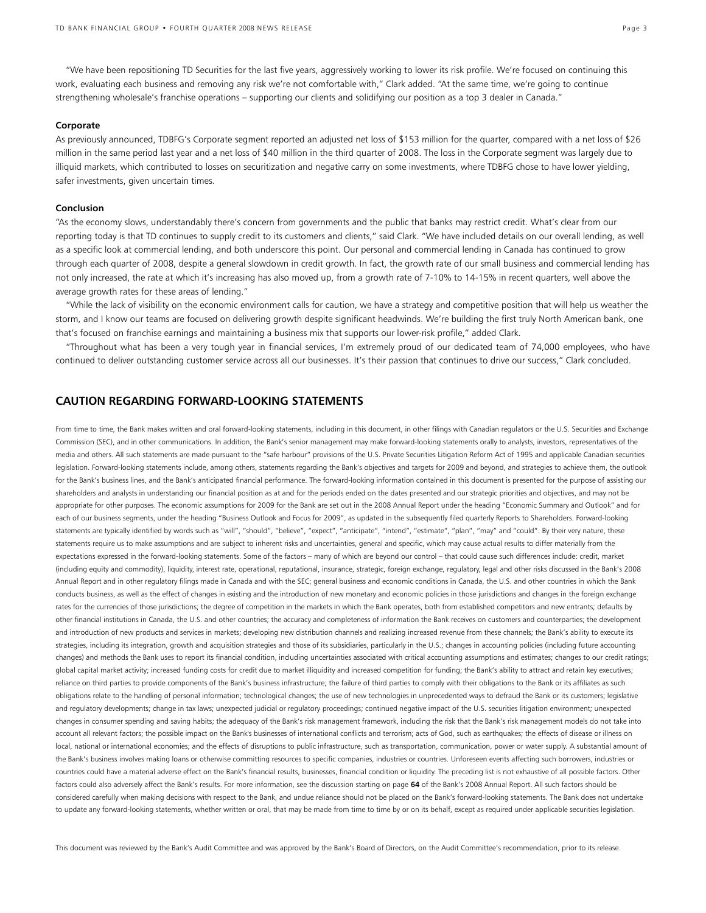"We have been repositioning TD Securities for the last five years, aggressively working to lower its risk profile. We're focused on continuing this work, evaluating each business and removing any risk we're not comfortable with," Clark added. "At the same time, we're going to continue strengthening wholesale's franchise operations – supporting our clients and solidifying our position as a top 3 dealer in Canada."

**Corporate**

As previously announced, TDBFG's Corporate segment reported an adjusted net loss of $153 million for the quarter, compared with a net loss of $26 million in the same period last year and a net loss of $40 million in the third quarter of 2008. The loss in the Corporate segment was largely due to illiquid markets, which contributed to losses on securitization and negative carry on some investments, where TDBFG chose to have lower yielding, safer investments, given uncertain times.

**Conclusion**

"As the economy slows, understandably there's concern from governments and the public that banks may restrict credit. What's clear from our reporting today is that TD continues to supply credit to its customers and clients," said Clark. "We have included details on our overall lending, as well as a specific look at commercial lending, and both underscore this point. Our personal and commercial lending in Canada has continued to grow through each quarter of 2008, despite a general slowdown in credit growth. In fact, the growth rate of our small business and commercial lending has not only increased, the rate at which it's increasing has also moved up, from a growth rate of 7-10% to 14-15% in recent quarters, well above the average growth rates for these areas of lending."

"While the lack of visibility on the economic environment calls for caution, we have a strategy and competitive position that will help us weather the storm, and I know our teams are focused on delivering growth despite significant headwinds. We're building the first truly North American bank, one that's focused on franchise earnings and maintaining a business mix that supports our lower-risk profile," added Clark.

"Throughout what has been a very tough year in financial services, I'm extremely proud of our dedicated team of 74,000 employees, who have continued to deliver outstanding customer service across all our businesses. It's their passion that continues to drive our success," Clark concluded.

## CAUTION REGARDING FORWARD-LOOKING STATEMENTS

From time to time, the Bank makes written and oral forward-looking statements, including in this document, in other filings with Canadian regulators or the U.S. Securities and Exchange Commission (SEC), and in other communications. In addition, the Bank's senior management may make forward-looking statements orally to analysts, investors, representatives of the media and others. All such statements are made pursuant to the "safe harbour" provisions of the U.S. Private Securities Litigation Reform Act of 1995 and applicable Canadian securities legislation. Forward-looking statements include, among others, statements regarding the Bank's objectives and targets for 2009 and beyond, and strategies to achieve them, the outlook for the Bank's business lines, and the Bank's anticipated financial performance. The forward-looking information contained in this document is presented for the purpose of assisting our shareholders and analysts in understanding our financial position as at and for the periods ended on the dates presented and our strategic priorities and objectives, and may not be appropriate for other purposes. The economic assumptions for 2009 for the Bank are set out in the 2008 Annual Report under the heading "Economic Summary and Outlook" and for each of our business segments, under the heading "Business Outlook and Focus for 2009", as updated in the subsequently filed quarterly Reports to Shareholders. Forward-looking statements are typically identified by words such as "will", "should", "believe", "expect", "anticipate", "intend", "estimate", "plan", "may" and "could". By their very nature, these statements require us to make assumptions and are subject to inherent risks and uncertainties, general and specific, which may cause actual results to differ materially from the expectations expressed in the forward-looking statements. Some of the factors – many of which are beyond our control – that could cause such differences include: credit, market (including equity and commodity), liquidity, interest rate, operational, reputational, insurance, strategic, foreign exchange, regulatory, legal and other risks discussed in the Bank's 2008 Annual Report and in other regulatory filings made in Canada and with the SEC; general business and economic conditions in Canada, the U.S. and other countries in which the Bank conducts business, as well as the effect of changes in existing and the introduction of new monetary and economic policies in those jurisdictions and changes in the foreign exchange rates for the currencies of those jurisdictions; the degree of competition in the markets in which the Bank operates, both from established competitors and new entrants; defaults by other financial institutions in Canada, the U.S. and other countries; the accuracy and completeness of information the Bank receives on customers and counterparties; the development and introduction of new products and services in markets; developing new distribution channels and realizing increased revenue from these channels; the Bank's ability to execute its strategies, including its integration, growth and acquisition strategies and those of its subsidiaries, particularly in the U.S.; changes in accounting policies (including future accounting changes) and methods the Bank uses to report its financial condition, including uncertainties associated with critical accounting assumptions and estimates; changes to our credit ratings; global capital market activity; increased funding costs for credit due to market illiquidity and increased competition for funding; the Bank's ability to attract and retain key executives; reliance on third parties to provide components of the Bank's business infrastructure; the failure of third parties to comply with their obligations to the Bank or its affiliates as such obligations relate to the handling of personal information; technological changes; the use of new technologies in unprecedented ways to defraud the Bank or its customers; legislative and regulatory developments; change in tax laws; unexpected judicial or regulatory proceedings; continued negative impact of the U.S. securities litigation environment; unexpected changes in consumer spending and saving habits; the adequacy of the Bank's risk management framework, including the risk that the Bank's risk management models do not take into account all relevant factors; the possible impact on the Bank's businesses of international conflicts and terrorism; acts of God, such as earthquakes; the effects of disease or illness on local, national or international economies; and the effects of disruptions to public infrastructure, such as transportation, communication, power or water supply. A substantial amount of the Bank's business involves making loans or otherwise committing resources to specific companies, industries or countries. Unforeseen events affecting such borrowers, industries or countries could have a material adverse effect on the Bank's financial results, businesses, financial condition or liquidity. The preceding list is not exhaustive of all possible factors. Other factors could also adversely affect the Bank's results. For more information, see the discussion starting on page **64** of the Bank's 2008 Annual Report. All such factors should be considered carefully when making decisions with respect to the Bank, and undue reliance should not be placed on the Bank's forward-looking statements. The Bank does not undertake to update any forward-looking statements, whether written or oral, that may be made from time to time by or on its behalf, except as required under applicable securities legislation.

This document was reviewed by the Bank's Audit Committee and was approved by the Bank's Board of Directors, on the Audit Committee's recommendation, prior to its release.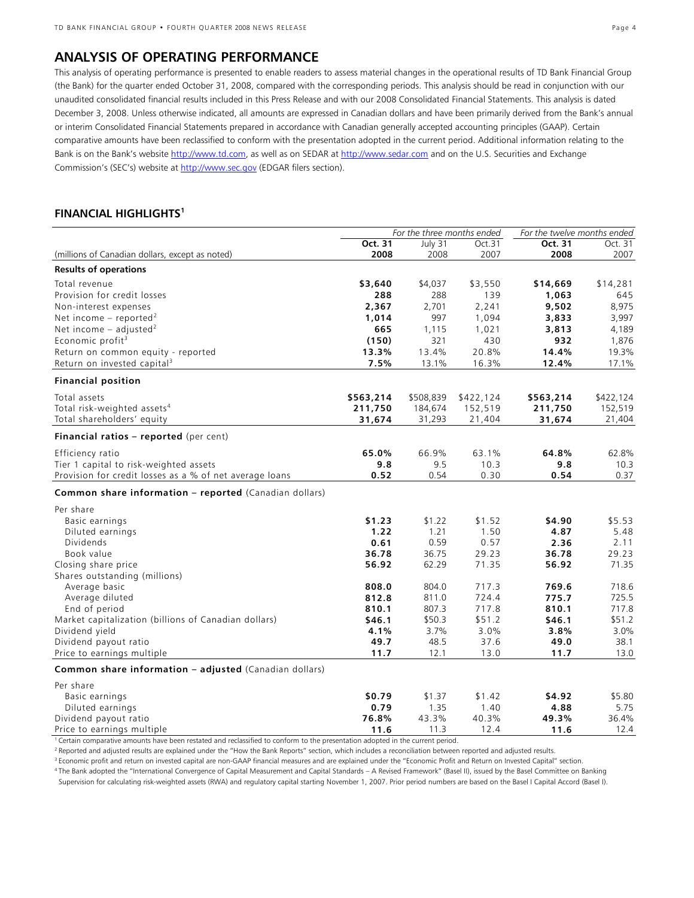## ANALYSIS OF OPERATING PERFORMANCE

This analysis of operating performance is presented to enable readers to assess material changes in the operational results of TD Bank Financial Group (the Bank) for the quarter ended October 31, 2008, compared with the corresponding periods. This analysis should be read in conjunction with our unaudited consolidated financial results included in this Press Release and with our 2008 Consolidated Financial Statements. This analysis is dated December 3, 2008. Unless otherwise indicated, all amounts are expressed in Canadian dollars and have been primarily derived from the Bank's annual or interim Consolidated Financial Statements prepared in accordance with Canadian generally accepted accounting principles (GAAP). Certain comparative amounts have been reclassified to conform with the presentation adopted in the current period. Additional information relating to the Bank is on the Bank's website http://www.td.com, as well as on SEDAR at http://www.sedar.com and on the U.S. Securities and Exchange Commission's (SEC's) website at http://www.sec.gov (EDGAR filers section).

### FINANCIAL HIGHLIGHTS[1]

| | *For the three months ended* | | | *For the twelve months ended* | |
|---|---|---|---|---|---|
| (millions of Canadian dollars, except as noted) | **Oct. 31 2008** | July 31 2008 | Oct.31 2007 | **Oct. 31 2008** | Oct. 31 2007 |
| **Results of operations** | | | | | |
| Total revenue | **$3,640** | $4,037 | $3,550 | **$14,669** | $14,281 |
| Provision for credit losses | **288** | 288 | 139 | **1,063** | 645 |
| Non-interest expenses | **2,367** | 2,701 | 2,241 | **9,502** | 8,975 |
| Net income – reported[2] | **1,014** | 997 | 1,094 | **3,833** | 3,997 |
| Net income – adjusted[2] | **665** | 1,115 | 1,021 | **3,813** | 4,189 |
| Economic profit[3] | **(150)** | 321 | 430 | **932** | 1,876 |
| Return on common equity - reported | **13.3%** | 13.4% | 20.8% | **14.4%** | 19.3% |
| Return on invested capital[3] | **7.5%** | 13.1% | 16.3% | **12.4%** | 17.1% |
| **Financial position** | | | | | |
| Total assets | **$563,214** | $508,839 | $422,124 | **$563,214** | $422,124 |
| Total risk-weighted assets[4] | **211,750** | 184,674 | 152,519 | **211,750** | 152,519 |
| Total shareholders' equity | **31,674** | 31,293 | 21,404 | **31,674** | 21,404 |
| **Financial ratios – reported** (per cent) | | | | | |
| Efficiency ratio | **65.0%** | 66.9% | 63.1% | **64.8%** | 62.8% |
| Tier 1 capital to risk-weighted assets | **9.8** | 9.5 | 10.3 | **9.8** | 10.3 |
| Provision for credit losses as a % of net average loans | **0.52** | 0.54 | 0.30 | **0.54** | 0.37 |
| **Common share information – reported** (Canadian dollars) | | | | | |
| Per share | | | | | |
| Basic earnings | **$1.23** | $1.22 | $1.52 | **$4.90** | $5.53 |
| Diluted earnings | **1.22** | 1.21 | 1.50 | **4.87** | 5.48 |
| Dividends | **0.61** | 0.59 | 0.57 | **2.36** | 2.11 |
| Book value | **36.78** | 36.75 | 29.23 | **36.78** | 29.23 |
| Closing share price | **56.92** | 62.29 | 71.35 | **56.92** | 71.35 |
| Shares outstanding (millions) | | | | | |
| Average basic | **808.0** | 804.0 | 717.3 | **769.6** | 718.6 |
| Average diluted | **812.8** | 811.0 | 724.4 | **775.7** | 725.5 |
| End of period | **810.1** | 807.3 | 717.8 | **810.1** | 717.8 |
| Market capitalization (billions of Canadian dollars) | **$46.1** | $50.3 | $51.2 | **$46.1** | $51.2 |
| Dividend yield | **4.1%** | 3.7% | 3.0% | **3.8%** | 3.0% |
| Dividend payout ratio | **49.7** | 48.5 | 37.6 | **49.0** | 38.1 |
| Price to earnings multiple | **11.7** | 12.1 | 13.0 | **11.7** | 13.0 |
| **Common share information – adjusted** (Canadian dollars) | | | | | |
| Per share | | | | | |
| Basic earnings | **$0.79** | $1.37 | $1.42 | **$4.92** | $5.80 |
| Diluted earnings | **0.79** | 1.35 | 1.40 | **4.88** | 5.75 |
| Dividend payout ratio | **76.8%** | 43.3% | 40.3% | **49.3%** | 36.4% |
| Price to earnings multiple | **11.6** | 11.3 | 12.4 | **11.6** | 12.4 |

[1] Certain comparative amounts have been restated and reclassified to conform to the presentation adopted in the current period.

[2] Reported and adjusted results are explained under the "How the Bank Reports" section, which includes a reconciliation between reported and adjusted results.

[3] Economic profit and return on invested capital are non-GAAP financial measures and are explained under the "Economic Profit and Return on Invested Capital" section.

[4] The Bank adopted the "International Convergence of Capital Measurement and Capital Standards – A Revised Framework" (Basel II), issued by the Basel Committee on Banking Supervision for calculating risk-weighted assets (RWA) and regulatory capital starting November 1, 2007. Prior period numbers are based on the Basel I Capital Accord (Basel I).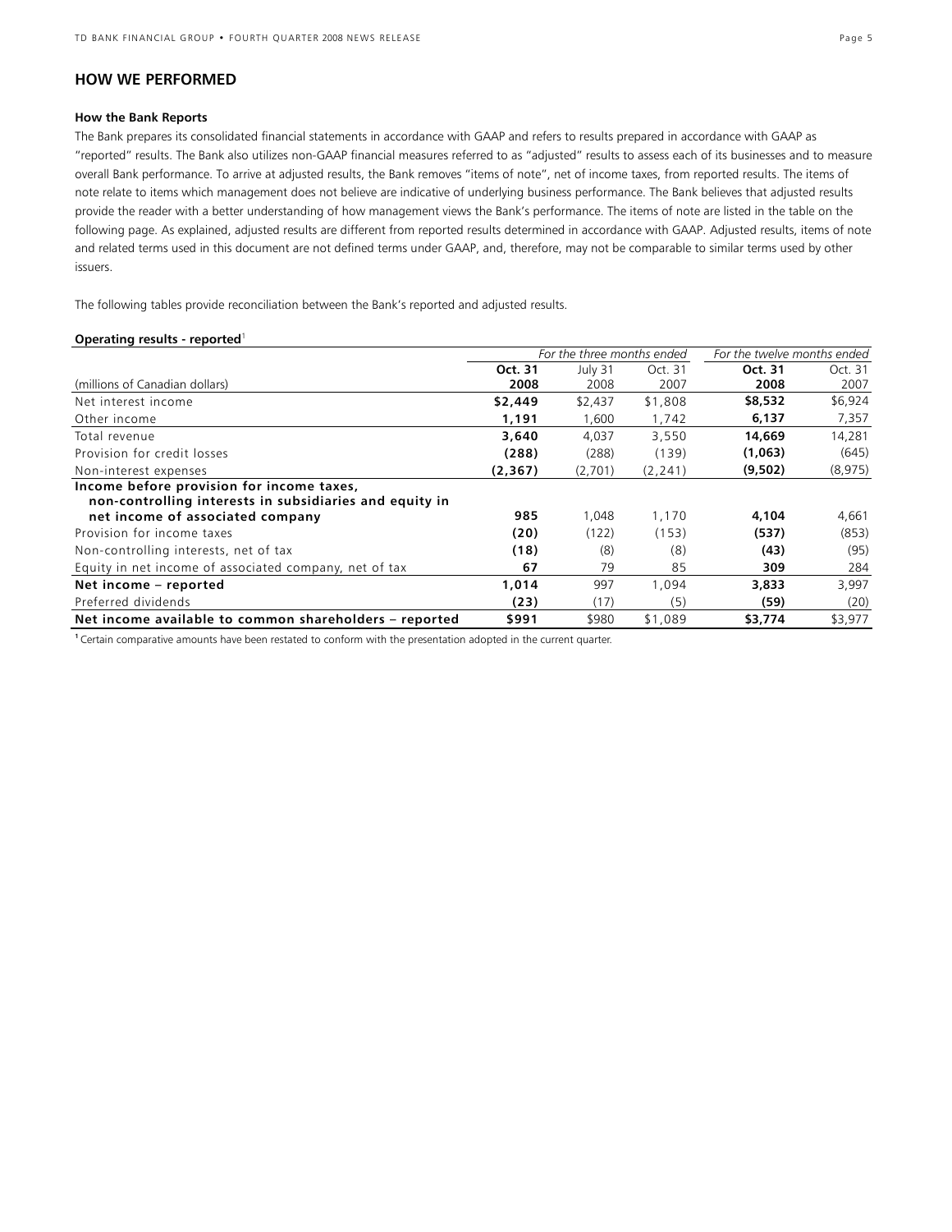## HOW WE PERFORMED

### How the Bank Reports

The Bank prepares its consolidated financial statements in accordance with GAAP and refers to results prepared in accordance with GAAP as "reported" results. The Bank also utilizes non-GAAP financial measures referred to as "adjusted" results to assess each of its businesses and to measure overall Bank performance. To arrive at adjusted results, the Bank removes "items of note", net of income taxes, from reported results. The items of note relate to items which management does not believe are indicative of underlying business performance. The Bank believes that adjusted results provide the reader with a better understanding of how management views the Bank's performance. The items of note are listed in the table on the following page. As explained, adjusted results are different from reported results determined in accordance with GAAP. Adjusted results, items of note and related terms used in this document are not defined terms under GAAP, and, therefore, may not be comparable to similar terms used by other issuers.

The following tables provide reconciliation between the Bank's reported and adjusted results.

**Operating results - reported**[1]

| | *For the three months ended* | | | *For the twelve months ended* | |
|---|---|---|---|---|---|
| (millions of Canadian dollars) | **Oct. 31 2008** | July 31 2008 | Oct. 31 2007 | **Oct. 31 2008** | Oct. 31 2007 |
| Net interest income | **$2,449** | $2,437 | $1,808 | **$8,532** | $6,924 |
| Other income | **1,191** | 1,600 | 1,742 | **6,137** | 7,357 |
| Total revenue | **3,640** | 4,037 | 3,550 | **14,669** | 14,281 |
| Provision for credit losses | **(288)** | (288) | (139) | **(1,063)** | (645) |
| Non-interest expenses | **(2,367)** | (2,701) | (2,241) | **(9,502)** | (8,975) |
| **Income before provision for income taxes, non-controlling interests in subsidiaries and equity in net income of associated company** | **985** | 1,048 | 1,170 | **4,104** | 4,661 |
| Provision for income taxes | **(20)** | (122) | (153) | **(537)** | (853) |
| Non-controlling interests, net of tax | **(18)** | (8) | (8) | **(43)** | (95) |
| Equity in net income of associated company, net of tax | **67** | 79 | 85 | **309** | 284 |
| **Net income – reported** | **1,014** | 997 | 1,094 | **3,833** | 3,997 |
| Preferred dividends | **(23)** | (17) | (5) | **(59)** | (20) |
| **Net income available to common shareholders – reported** | **$991** | $980 | $1,089 | **$3,774** | $3,977 |

[1] Certain comparative amounts have been restated to conform with the presentation adopted in the current quarter.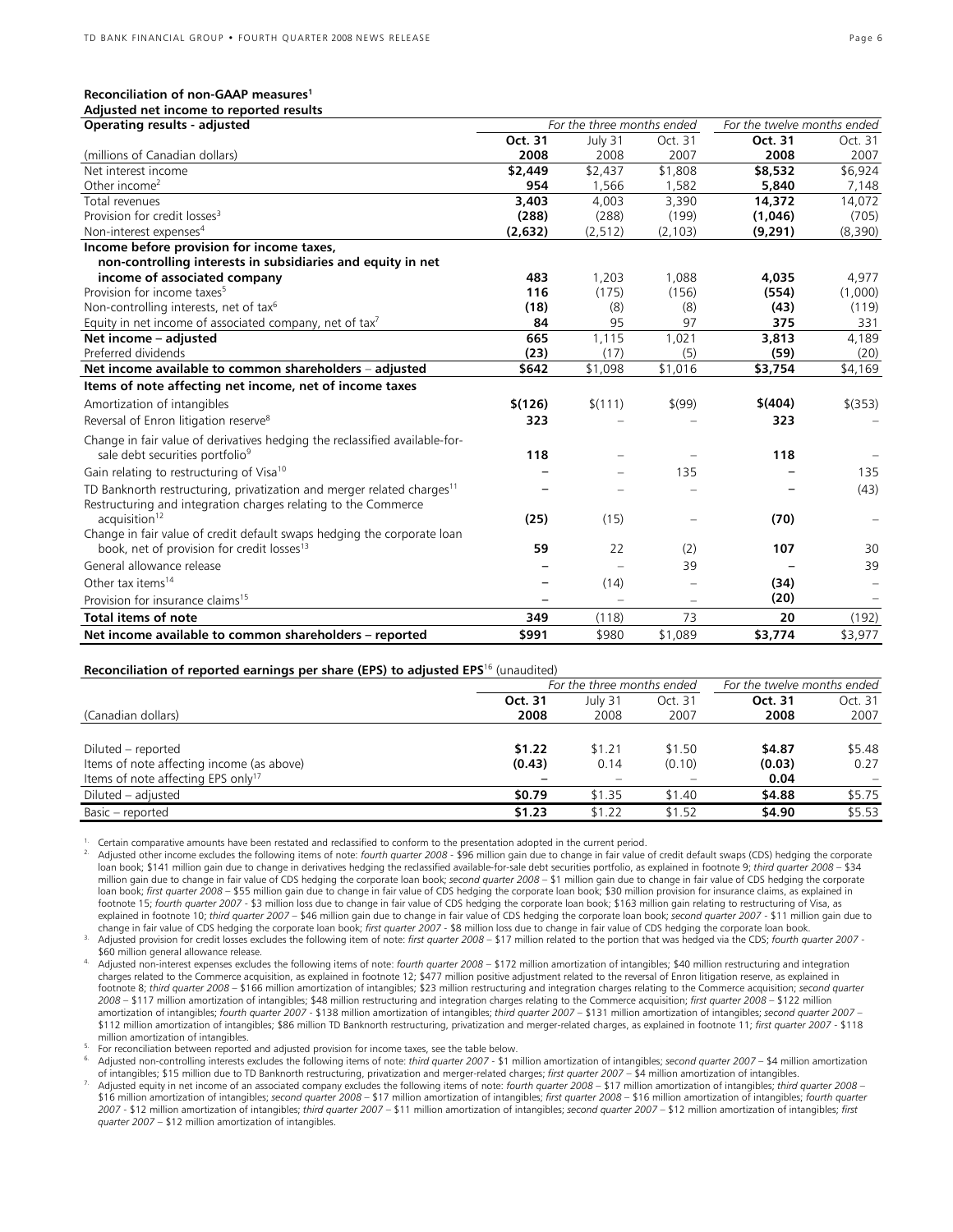**Reconciliation of non-GAAP measures[1]**

**Adjusted net income to reported results**

| **Operating results - adjusted** | *For the three months ended* | | | *For the twelve months ended* | |
|---|---|---|---|---|---|
| | **Oct. 31** | July 31 | Oct. 31 | **Oct. 31** | Oct. 31 |
| (millions of Canadian dollars) | **2008** | 2008 | 2007 | **2008** | 2007 |
| Net interest income | **$2,449** | $2,437 | $1,808 | **$8,532** | $6,924 |
| Other income[2] | **954** | 1,566 | 1,582 | **5,840** | 7,148 |
| Total revenues | **3,403** | 4,003 | 3,390 | **14,372** | 14,072 |
| Provision for credit losses[3] | **(288)** | (288) | (199) | **(1,046)** | (705) |
| Non-interest expenses[4] | **(2,632)** | (2,512) | (2,103) | **(9,291)** | (8,390) |
| **Income before provision for income taxes, non-controlling interests in subsidiaries and equity in net income of associated company** | **483** | 1,203 | 1,088 | **4,035** | 4,977 |
| Provision for income taxes[5] | **116** | (175) | (156) | **(554)** | (1,000) |
| Non-controlling interests, net of tax[6] | **(18)** | (8) | (8) | **(43)** | (119) |
| Equity in net income of associated company, net of tax[7] | **84** | 95 | 97 | **375** | 331 |
| **Net income – adjusted** | **665** | 1,115 | 1,021 | **3,813** | 4,189 |
| Preferred dividends | **(23)** | (17) | (5) | **(59)** | (20) |
| **Net income available to common shareholders – adjusted** | **$642** | $1,098 | $1,016 | **$3,754** | $4,169 |
| **Items of note affecting net income, net of income taxes** | | | | | |
| Amortization of intangibles | **$(126)** | $(111) | $(99) | **$(404)** | $(353) |
| Reversal of Enron litigation reserve[8] | **323** | – | – | **323** | – |
| Change in fair value of derivatives hedging the reclassified available-for-sale debt securities portfolio[9] | **118** | – | – | **118** | – |
| Gain relating to restructuring of Visa[10] | **–** | – | 135 | **–** | 135 |
| TD Banknorth restructuring, privatization and merger related charges[11] | **–** | – | – | **–** | (43) |
| Restructuring and integration charges relating to the Commerce acquisition[12] | **(25)** | (15) | – | **(70)** | – |
| Change in fair value of credit default swaps hedging the corporate loan book, net of provision for credit losses[13] | **59** | 22 | (2) | **107** | 30 |
| General allowance release | **–** | – | 39 | **–** | 39 |
| Other tax items[14] | **–** | (14) | – | **(34)** | – |
| Provision for insurance claims[15] | **–** | – | – | **(20)** | – |
| **Total items of note** | **349** | (118) | 73 | **20** | (192) |
| **Net income available to common shareholders – reported** | **$991** | $980 | $1,089 | **$3,774** | $3,977 |

**Reconciliation of reported earnings per share (EPS) to adjusted EPS**[16] (unaudited)

| | *For the three months ended* | | | *For the twelve months ended* | |
|---|---|---|---|---|---|
| | **Oct. 31** | July 31 | Oct. 31 | **Oct. 31** | Oct. 31 |
| (Canadian dollars) | **2008** | 2008 | 2007 | **2008** | 2007 |
| Diluted – reported | **$1.22** | $1.21 | $1.50 | **$4.87** | $5.48 |
| Items of note affecting income (as above) | **(0.43)** | 0.14 | (0.10) | **(0.03)** | 0.27 |
| Items of note affecting EPS only[17] | **–** | – | – | **0.04** | – |
| Diluted – adjusted | **$0.79** | $1.35 | $1.40 | **$4.88** | $5.75 |
| Basic – reported | **$1.23** | $1.22 | $1.52 | **$4.90** | $5.53 |

1. Certain comparative amounts have been restated and reclassified to conform to the presentation adopted in the current period.
2. Adjusted other income excludes the following items of note: *fourth quarter 2008* - $96 million gain due to change in fair value of credit default swaps (CDS) hedging the corporate loan book; $141 million gain due to change in derivatives hedging the reclassified available-for-sale debt securities portfolio, as explained in footnote 9; *third quarter 2008* – $34 million gain due to change in fair value of CDS hedging the corporate loan book; *second quarter 2008* – $1 million gain due to change in fair value of CDS hedging the corporate loan book; *first quarter 2008* – $55 million gain due to change in fair value of CDS hedging the corporate loan book; $30 million provision for insurance claims, as explained in footnote 15; *fourth quarter 2007* - $3 million loss due to change in fair value of CDS hedging the corporate loan book; $163 million gain relating to restructuring of Visa, as explained in footnote 10; *third quarter 2007* – $46 million gain due to change in fair value of CDS hedging the corporate loan book; *second quarter 2007* - $11 million gain due to change in fair value of CDS hedging the corporate loan book; *first quarter 2007* - $8 million loss due to change in fair value of CDS hedging the corporate loan book.
3. Adjusted provision for credit losses excludes the following item of note: *first quarter 2008* – $17 million related to the portion that was hedged via the CDS; *fourth quarter 2007* - $60 million general allowance release.
4. Adjusted non-interest expenses excludes the following items of note: *fourth quarter 2008* – $172 million amortization of intangibles; $40 million restructuring and integration charges related to the Commerce acquisition, as explained in footnote 12; $477 million positive adjustment related to the reversal of Enron litigation reserve, as explained in footnote 8; *third quarter 2008* – $166 million amortization of intangibles; $23 million restructuring and integration charges relating to the Commerce acquisition; *second quarter 2008* – $117 million amortization of intangibles; $48 million restructuring and integration charges relating to the Commerce acquisition; *first quarter 2008* – $122 million amortization of intangibles; *fourth quarter 2007* - $138 million amortization of intangibles; *third quarter 2007* – $131 million amortization of intangibles; *second quarter 2007* – $112 million amortization of intangibles; $86 million TD Banknorth restructuring, privatization and merger-related charges, as explained in footnote 11; *first quarter 2007* - $118 million amortization of intangibles.
5. For reconciliation between reported and adjusted provision for income taxes, see the table below.
6. Adjusted non-controlling interests excludes the following items of note: *third quarter 2007* - $1 million amortization of intangibles; *second quarter 2007* – $4 million amortization of intangibles; $15 million due to TD Banknorth restructuring, privatization and merger-related charges; *first quarter 2007* – $4 million amortization of intangibles.
7. Adjusted equity in net income of an associated company excludes the following items of note: *fourth quarter 2008* – $17 million amortization of intangibles; *third quarter 2008* – $16 million amortization of intangibles; *second quarter 2008* – $17 million amortization of intangibles; *first quarter 2008* – $16 million amortization of intangibles; *fourth quarter 2007* - $12 million amortization of intangibles; *third quarter 2007* – $11 million amortization of intangibles; *second quarter 2007* – $12 million amortization of intangibles; *first quarter 2007* – $12 million amortization of intangibles.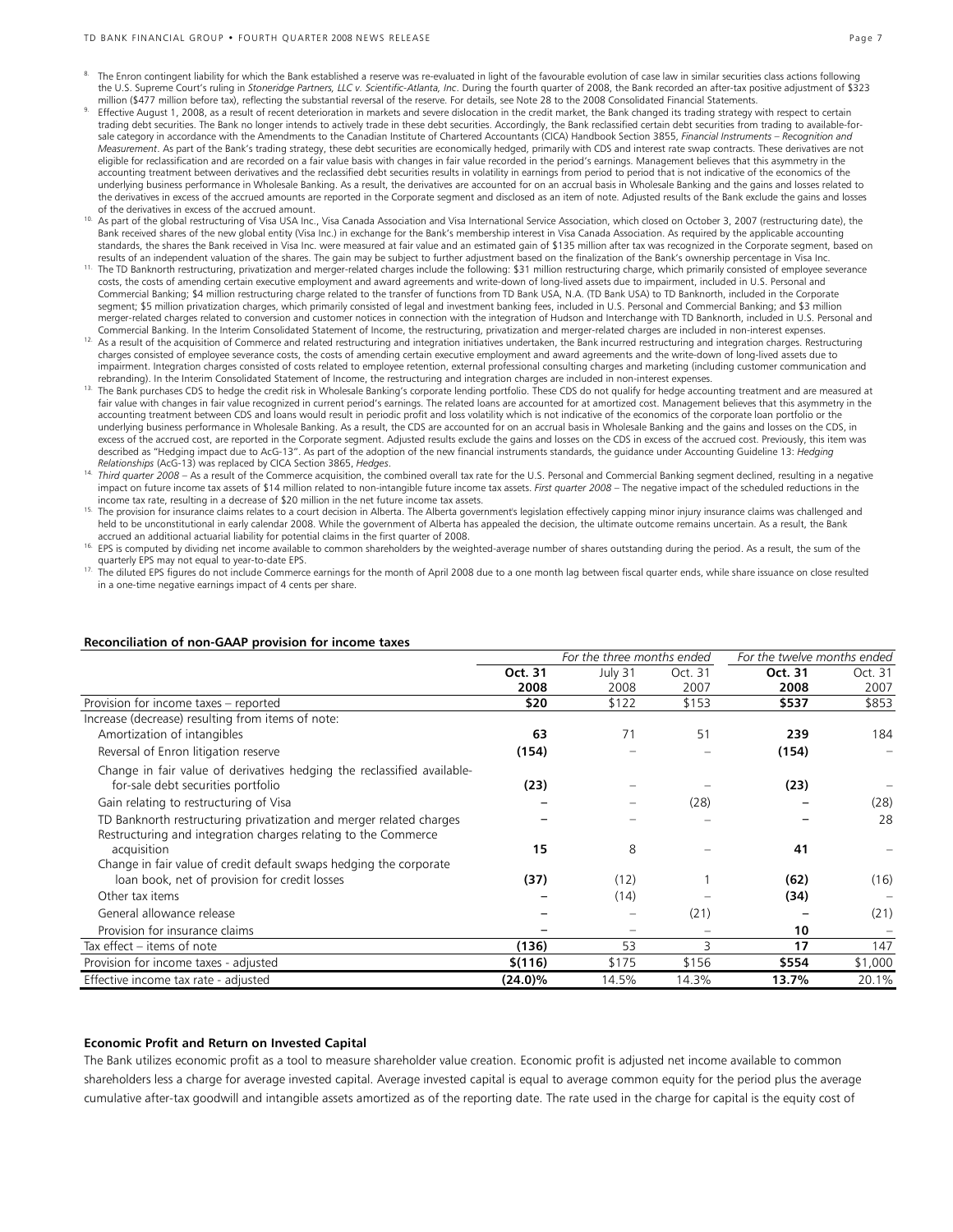8. The Enron contingent liability for which the Bank established a reserve was re-evaluated in light of the favourable evolution of case law in similar securities class actions following the U.S. Supreme Court's ruling in *Stoneridge Partners, LLC v. Scientific-Atlanta, Inc*. During the fourth quarter of 2008, the Bank recorded an after-tax positive adjustment of $323 million ($477 million before tax), reflecting the substantial reversal of the reserve. For details, see Note 28 to the 2008 Consolidated Financial Statements.
9. Effective August 1, 2008, as a result of recent deterioration in markets and severe dislocation in the credit market, the Bank changed its trading strategy with respect to certain trading debt securities. The Bank no longer intends to actively trade in these debt securities. Accordingly, the Bank reclassified certain debt securities from trading to available-for-sale category in accordance with the Amendments to the Canadian Institute of Chartered Accountants (CICA) Handbook Section 3855, *Financial Instruments – Recognition and Measurement*. As part of the Bank's trading strategy, these debt securities are economically hedged, primarily with CDS and interest rate swap contracts. These derivatives are not eligible for reclassification and are recorded on a fair value basis with changes in fair value recorded in the period's earnings. Management believes that this asymmetry in the accounting treatment between derivatives and the reclassified debt securities results in volatility in earnings from period to period that is not indicative of the economics of the underlying business performance in Wholesale Banking. As a result, the derivatives are accounted for on an accrual basis in Wholesale Banking and the gains and losses related to the derivatives in excess of the accrued amounts are reported in the Corporate segment and disclosed as an item of note. Adjusted results of the Bank exclude the gains and losses of the derivatives in excess of the accrued amount.
10. As part of the global restructuring of Visa USA Inc., Visa Canada Association and Visa International Service Association, which closed on October 3, 2007 (restructuring date), the Bank received shares of the new global entity (Visa Inc.) in exchange for the Bank's membership interest in Visa Canada Association. As required by the applicable accounting standards, the shares the Bank received in Visa Inc. were measured at fair value and an estimated gain of $135 million after tax was recognized in the Corporate segment, based on results of an independent valuation of the shares. The gain may be subject to further adjustment based on the finalization of the Bank's ownership percentage in Visa Inc.
11. The TD Banknorth restructuring, privatization and merger-related charges include the following: $31 million restructuring charge, which primarily consisted of employee severance costs, the costs of amending certain executive employment and award agreements and write-down of long-lived assets due to impairment, included in U.S. Personal and Commercial Banking; $4 million restructuring charge related to the transfer of functions from TD Bank USA, N.A. (TD Bank USA) to TD Banknorth, included in the Corporate segment; $5 million privatization charges, which primarily consisted of legal and investment banking fees, included in U.S. Personal and Commercial Banking; and $3 million merger-related charges related to conversion and customer notices in connection with the integration of Hudson and Interchange with TD Banknorth, included in U.S. Personal and Commercial Banking. In the Interim Consolidated Statement of Income, the restructuring, privatization and merger-related charges are included in non-interest expenses.
12. As a result of the acquisition of Commerce and related restructuring and integration initiatives undertaken, the Bank incurred restructuring and integration charges. Restructuring charges consisted of employee severance costs, the costs of amending certain executive employment and award agreements and the write-down of long-lived assets due to impairment. Integration charges consisted of costs related to employee retention, external professional consulting charges and marketing (including customer communication and rebranding). In the Interim Consolidated Statement of Income, the restructuring and integration charges are included in non-interest expenses.
13. The Bank purchases CDS to hedge the credit risk in Wholesale Banking's corporate lending portfolio. These CDS do not qualify for hedge accounting treatment and are measured at fair value with changes in fair value recognized in current period's earnings. The related loans are accounted for at amortized cost. Management believes that this asymmetry in the accounting treatment between CDS and loans would result in periodic profit and loss volatility which is not indicative of the economics of the corporate loan portfolio or the underlying business performance in Wholesale Banking. As a result, the CDS are accounted for on an accrual basis in Wholesale Banking and the gains and losses on the CDS, in excess of the accrued cost, are reported in the Corporate segment. Adjusted results exclude the gains and losses on the CDS in excess of the accrued cost. Previously, this item was described as "Hedging impact due to AcG-13". As part of the adoption of the new financial instruments standards, the guidance under Accounting Guideline 13: *Hedging Relationships* (AcG-13) was replaced by CICA Section 3865, *Hedges*.
14. *Third quarter 2008* – As a result of the Commerce acquisition, the combined overall tax rate for the U.S. Personal and Commercial Banking segment declined, resulting in a negative impact on future income tax assets of $14 million related to non-intangible future income tax assets. *First quarter 2008* – The negative impact of the scheduled reductions in the income tax rate, resulting in a decrease of $20 million in the net future income tax assets.
15. The provision for insurance claims relates to a court decision in Alberta. The Alberta government's legislation effectively capping minor injury insurance claims was challenged and held to be unconstitutional in early calendar 2008. While the government of Alberta has appealed the decision, the ultimate outcome remains uncertain. As a result, the Bank accrued an additional actuarial liability for potential claims in the first quarter of 2008.
16. EPS is computed by dividing net income available to common shareholders by the weighted-average number of shares outstanding during the period. As a result, the sum of the quarterly EPS may not equal to year-to-date EPS.
17. The diluted EPS figures do not include Commerce earnings for the month of April 2008 due to a one month lag between fiscal quarter ends, while share issuance on close resulted in a one-time negative earnings impact of 4 cents per share.

**Reconciliation of non-GAAP provision for income taxes**

| | *For the three months ended* | | | *For the twelve months ended* | |
|---|---|---|---|---|---|
| | **Oct. 31 2008** | July 31 2008 | Oct. 31 2007 | **Oct. 31 2008** | Oct. 31 2007 |
| Provision for income taxes – reported | **$20** | $122 | $153 | **$537** | $853 |
| Increase (decrease) resulting from items of note: | | | | | |
| Amortization of intangibles | **63** | 71 | 51 | **239** | 184 |
| Reversal of Enron litigation reserve | **(154)** | – | – | **(154)** | – |
| Change in fair value of derivatives hedging the reclassified available-for-sale debt securities portfolio | **(23)** | – | – | **(23)** | – |
| Gain relating to restructuring of Visa | **–** | – | (28) | **–** | (28) |
| TD Banknorth restructuring privatization and merger related charges | **–** | – | – | **–** | 28 |
| Restructuring and integration charges relating to the Commerce acquisition | **15** | 8 | – | **41** | – |
| Change in fair value of credit default swaps hedging the corporate loan book, net of provision for credit losses | **(37)** | (12) | 1 | **(62)** | (16) |
| Other tax items | **–** | (14) | – | **(34)** | – |
| General allowance release | **–** | – | (21) | **–** | (21) |
| Provision for insurance claims | **–** | – | – | **10** | – |
| Tax effect – items of note | **(136)** | 53 | 3 | **17** | 147 |
| Provision for income taxes - adjusted | **$(116)** | $175 | $156 | **$554** | $1,000 |
| Effective income tax rate - adjusted | **(24.0)%** | 14.5% | 14.3% | **13.7%** | 20.1% |

**Economic Profit and Return on Invested Capital**

The Bank utilizes economic profit as a tool to measure shareholder value creation. Economic profit is adjusted net income available to common shareholders less a charge for average invested capital. Average invested capital is equal to average common equity for the period plus the average cumulative after-tax goodwill and intangible assets amortized as of the reporting date. The rate used in the charge for capital is the equity cost of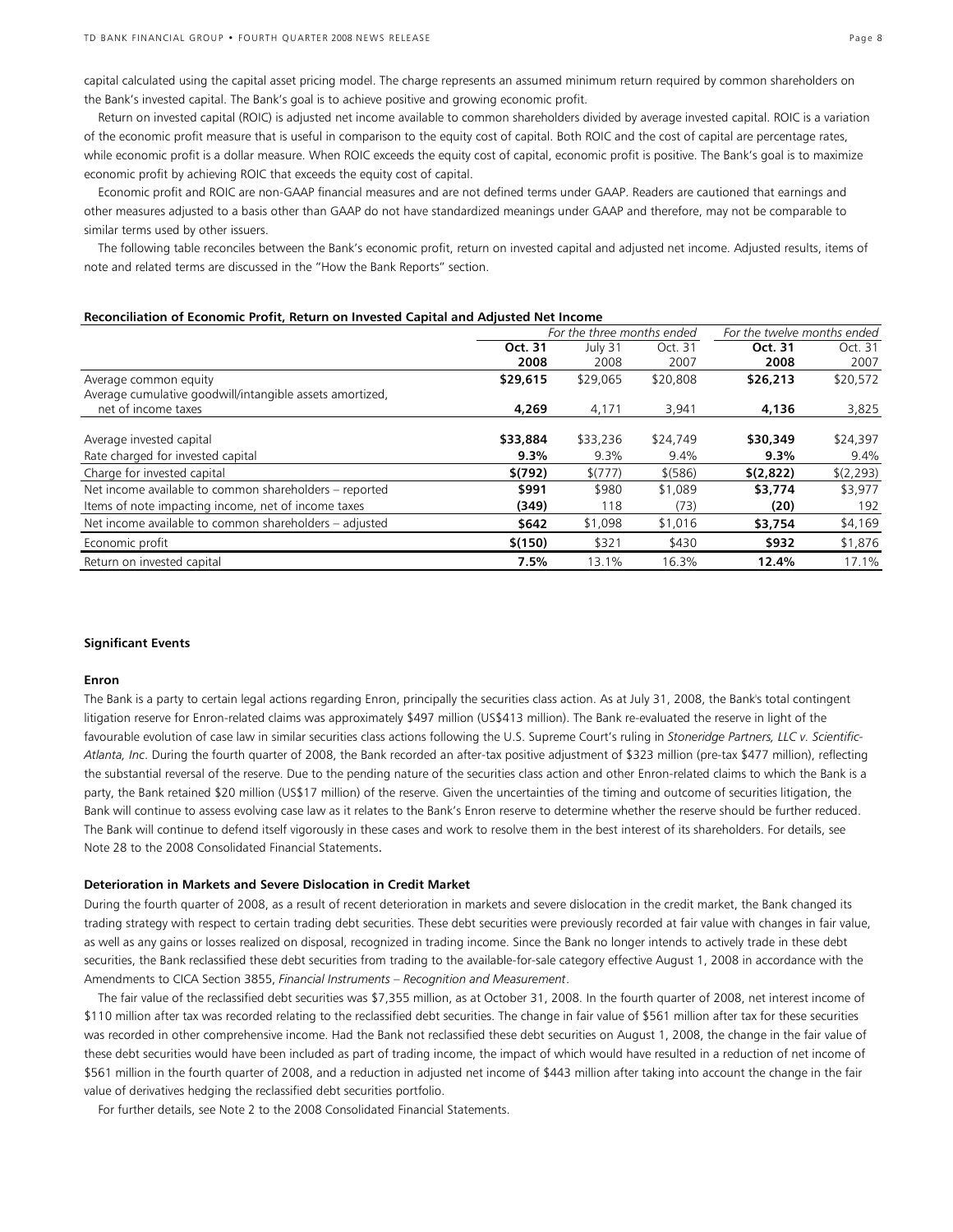capital calculated using the capital asset pricing model. The charge represents an assumed minimum return required by common shareholders on the Bank's invested capital. The Bank's goal is to achieve positive and growing economic profit.

Return on invested capital (ROIC) is adjusted net income available to common shareholders divided by average invested capital. ROIC is a variation of the economic profit measure that is useful in comparison to the equity cost of capital. Both ROIC and the cost of capital are percentage rates, while economic profit is a dollar measure. When ROIC exceeds the equity cost of capital, economic profit is positive. The Bank's goal is to maximize economic profit by achieving ROIC that exceeds the equity cost of capital.

Economic profit and ROIC are non-GAAP financial measures and are not defined terms under GAAP. Readers are cautioned that earnings and other measures adjusted to a basis other than GAAP do not have standardized meanings under GAAP and therefore, may not be comparable to similar terms used by other issuers.

The following table reconciles between the Bank's economic profit, return on invested capital and adjusted net income. Adjusted results, items of note and related terms are discussed in the "How the Bank Reports" section.

**Reconciliation of Economic Profit, Return on Invested Capital and Adjusted Net Income**

| | *For the three months ended* | | | *For the twelve months ended* | |
|---|---|---|---|---|---|
| | **Oct. 31 2008** | July 31 2008 | Oct. 31 2007 | **Oct. 31 2008** | Oct. 31 2007 |
| Average common equity | **$29,615** | $29,065 | $20,808 | **$26,213** | $20,572 |
| Average cumulative goodwill/intangible assets amortized, net of income taxes | **4,269** | 4,171 | 3,941 | **4,136** | 3,825 |
| Average invested capital | **$33,884** | $33,236 | $24,749 | **$30,349** | $24,397 |
| Rate charged for invested capital | **9.3%** | 9.3% | 9.4% | **9.3%** | 9.4% |
| Charge for invested capital | **$(792)** | $(777) | $(586) | **$(2,822)** | $(2,293) |
| Net income available to common shareholders – reported | **$991** | $980 | $1,089 | **$3,774** | $3,977 |
| Items of note impacting income, net of income taxes | **(349)** | 118 | (73) | **(20)** | 192 |
| Net income available to common shareholders – adjusted | **$642** | $1,098 | $1,016 | **$3,754** | $4,169 |
| Economic profit | **$(150)** | $321 | $430 | **$932** | $1,876 |
| Return on invested capital | **7.5%** | 13.1% | 16.3% | **12.4%** | 17.1% |

### Significant Events

#### Enron

The Bank is a party to certain legal actions regarding Enron, principally the securities class action. As at July 31, 2008, the Bank's total contingent litigation reserve for Enron-related claims was approximately $497 million (US$413 million). The Bank re-evaluated the reserve in light of the favourable evolution of case law in similar securities class actions following the U.S. Supreme Court's ruling in *Stoneridge Partners, LLC v. Scientific-Atlanta, Inc*. During the fourth quarter of 2008, the Bank recorded an after-tax positive adjustment of $323 million (pre-tax $477 million), reflecting the substantial reversal of the reserve. Due to the pending nature of the securities class action and other Enron-related claims to which the Bank is a party, the Bank retained $20 million (US$17 million) of the reserve. Given the uncertainties of the timing and outcome of securities litigation, the Bank will continue to assess evolving case law as it relates to the Bank's Enron reserve to determine whether the reserve should be further reduced. The Bank will continue to defend itself vigorously in these cases and work to resolve them in the best interest of its shareholders. For details, see Note 28 to the 2008 Consolidated Financial Statements.

#### Deterioration in Markets and Severe Dislocation in Credit Market

During the fourth quarter of 2008, as a result of recent deterioration in markets and severe dislocation in the credit market, the Bank changed its trading strategy with respect to certain trading debt securities. These debt securities were previously recorded at fair value with changes in fair value, as well as any gains or losses realized on disposal, recognized in trading income. Since the Bank no longer intends to actively trade in these debt securities, the Bank reclassified these debt securities from trading to the available-for-sale category effective August 1, 2008 in accordance with the Amendments to CICA Section 3855, *Financial Instruments – Recognition and Measurement*.

The fair value of the reclassified debt securities was $7,355 million, as at October 31, 2008. In the fourth quarter of 2008, net interest income of $110 million after tax was recorded relating to the reclassified debt securities. The change in fair value of $561 million after tax for these securities was recorded in other comprehensive income. Had the Bank not reclassified these debt securities on August 1, 2008, the change in the fair value of these debt securities would have been included as part of trading income, the impact of which would have resulted in a reduction of net income of $561 million in the fourth quarter of 2008, and a reduction in adjusted net income of $443 million after taking into account the change in the fair value of derivatives hedging the reclassified debt securities portfolio.

For further details, see Note 2 to the 2008 Consolidated Financial Statements.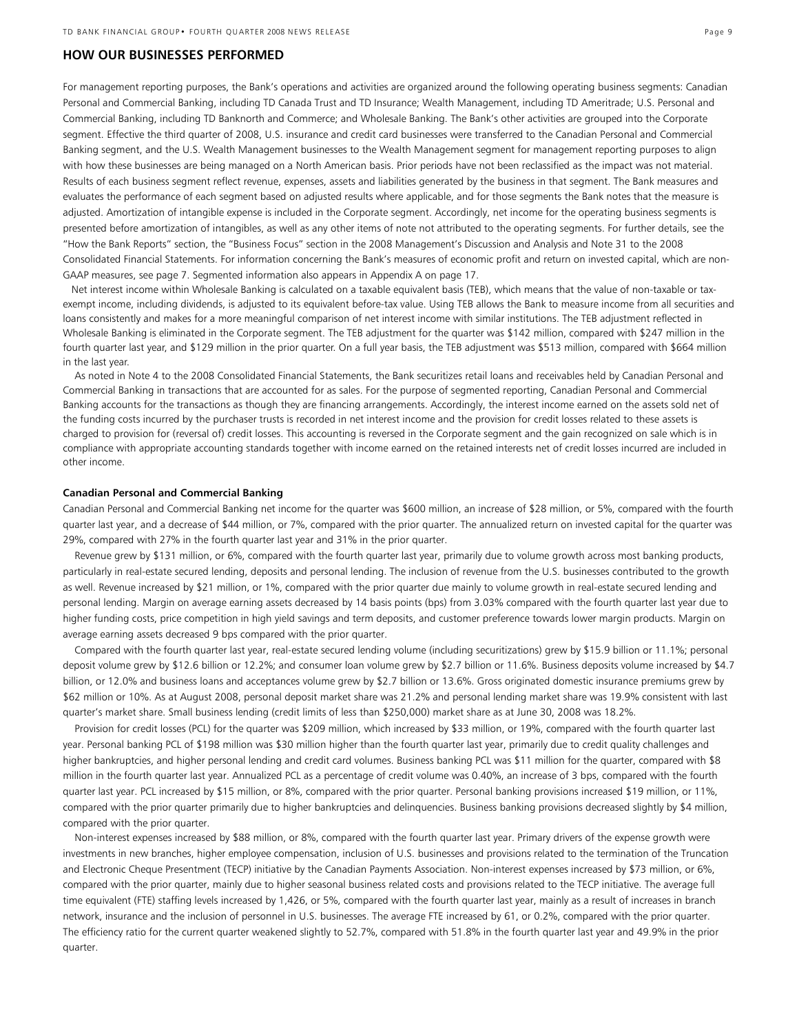## HOW OUR BUSINESSES PERFORMED

For management reporting purposes, the Bank's operations and activities are organized around the following operating business segments: Canadian Personal and Commercial Banking, including TD Canada Trust and TD Insurance; Wealth Management, including TD Ameritrade; U.S. Personal and Commercial Banking, including TD Banknorth and Commerce; and Wholesale Banking. The Bank's other activities are grouped into the Corporate segment. Effective the third quarter of 2008, U.S. insurance and credit card businesses were transferred to the Canadian Personal and Commercial Banking segment, and the U.S. Wealth Management businesses to the Wealth Management segment for management reporting purposes to align with how these businesses are being managed on a North American basis. Prior periods have not been reclassified as the impact was not material. Results of each business segment reflect revenue, expenses, assets and liabilities generated by the business in that segment. The Bank measures and evaluates the performance of each segment based on adjusted results where applicable, and for those segments the Bank notes that the measure is adjusted. Amortization of intangible expense is included in the Corporate segment. Accordingly, net income for the operating business segments is presented before amortization of intangibles, as well as any other items of note not attributed to the operating segments. For further details, see the "How the Bank Reports" section, the "Business Focus" section in the 2008 Management's Discussion and Analysis and Note 31 to the 2008 Consolidated Financial Statements. For information concerning the Bank's measures of economic profit and return on invested capital, which are non-GAAP measures, see page 7. Segmented information also appears in Appendix A on page 17.

Net interest income within Wholesale Banking is calculated on a taxable equivalent basis (TEB), which means that the value of non-taxable or tax-exempt income, including dividends, is adjusted to its equivalent before-tax value. Using TEB allows the Bank to measure income from all securities and loans consistently and makes for a more meaningful comparison of net interest income with similar institutions. The TEB adjustment reflected in Wholesale Banking is eliminated in the Corporate segment. The TEB adjustment for the quarter was $142 million, compared with $247 million in the fourth quarter last year, and $129 million in the prior quarter. On a full year basis, the TEB adjustment was $513 million, compared with $664 million in the last year.

As noted in Note 4 to the 2008 Consolidated Financial Statements, the Bank securitizes retail loans and receivables held by Canadian Personal and Commercial Banking in transactions that are accounted for as sales. For the purpose of segmented reporting, Canadian Personal and Commercial Banking accounts for the transactions as though they are financing arrangements. Accordingly, the interest income earned on the assets sold net of the funding costs incurred by the purchaser trusts is recorded in net interest income and the provision for credit losses related to these assets is charged to provision for (reversal of) credit losses. This accounting is reversed in the Corporate segment and the gain recognized on sale which is in compliance with appropriate accounting standards together with income earned on the retained interests net of credit losses incurred are included in other income.

### Canadian Personal and Commercial Banking

Canadian Personal and Commercial Banking net income for the quarter was $600 million, an increase of $28 million, or 5%, compared with the fourth quarter last year, and a decrease of $44 million, or 7%, compared with the prior quarter. The annualized return on invested capital for the quarter was 29%, compared with 27% in the fourth quarter last year and 31% in the prior quarter.

Revenue grew by $131 million, or 6%, compared with the fourth quarter last year, primarily due to volume growth across most banking products, particularly in real-estate secured lending, deposits and personal lending. The inclusion of revenue from the U.S. businesses contributed to the growth as well. Revenue increased by $21 million, or 1%, compared with the prior quarter due mainly to volume growth in real-estate secured lending and personal lending. Margin on average earning assets decreased by 14 basis points (bps) from 3.03% compared with the fourth quarter last year due to higher funding costs, price competition in high yield savings and term deposits, and customer preference towards lower margin products. Margin on average earning assets decreased 9 bps compared with the prior quarter.

Compared with the fourth quarter last year, real-estate secured lending volume (including securitizations) grew by $15.9 billion or 11.1%; personal deposit volume grew by $12.6 billion or 12.2%; and consumer loan volume grew by $2.7 billion or 11.6%. Business deposits volume increased by $4.7 billion, or 12.0% and business loans and acceptances volume grew by $2.7 billion or 13.6%. Gross originated domestic insurance premiums grew by $62 million or 10%. As at August 2008, personal deposit market share was 21.2% and personal lending market share was 19.9% consistent with last quarter's market share. Small business lending (credit limits of less than $250,000) market share as at June 30, 2008 was 18.2%.

Provision for credit losses (PCL) for the quarter was $209 million, which increased by $33 million, or 19%, compared with the fourth quarter last year. Personal banking PCL of $198 million was $30 million higher than the fourth quarter last year, primarily due to credit quality challenges and higher bankruptcies, and higher personal lending and credit card volumes. Business banking PCL was $11 million for the quarter, compared with $8 million in the fourth quarter last year. Annualized PCL as a percentage of credit volume was 0.40%, an increase of 3 bps, compared with the fourth quarter last year. PCL increased by $15 million, or 8%, compared with the prior quarter. Personal banking provisions increased $19 million, or 11%, compared with the prior quarter primarily due to higher bankruptcies and delinquencies. Business banking provisions decreased slightly by $4 million, compared with the prior quarter.

Non-interest expenses increased by $88 million, or 8%, compared with the fourth quarter last year. Primary drivers of the expense growth were investments in new branches, higher employee compensation, inclusion of U.S. businesses and provisions related to the termination of the Truncation and Electronic Cheque Presentment (TECP) initiative by the Canadian Payments Association. Non-interest expenses increased by $73 million, or 6%, compared with the prior quarter, mainly due to higher seasonal business related costs and provisions related to the TECP initiative. The average full time equivalent (FTE) staffing levels increased by 1,426, or 5%, compared with the fourth quarter last year, mainly as a result of increases in branch network, insurance and the inclusion of personnel in U.S. businesses. The average FTE increased by 61, or 0.2%, compared with the prior quarter. The efficiency ratio for the current quarter weakened slightly to 52.7%, compared with 51.8% in the fourth quarter last year and 49.9% in the prior quarter.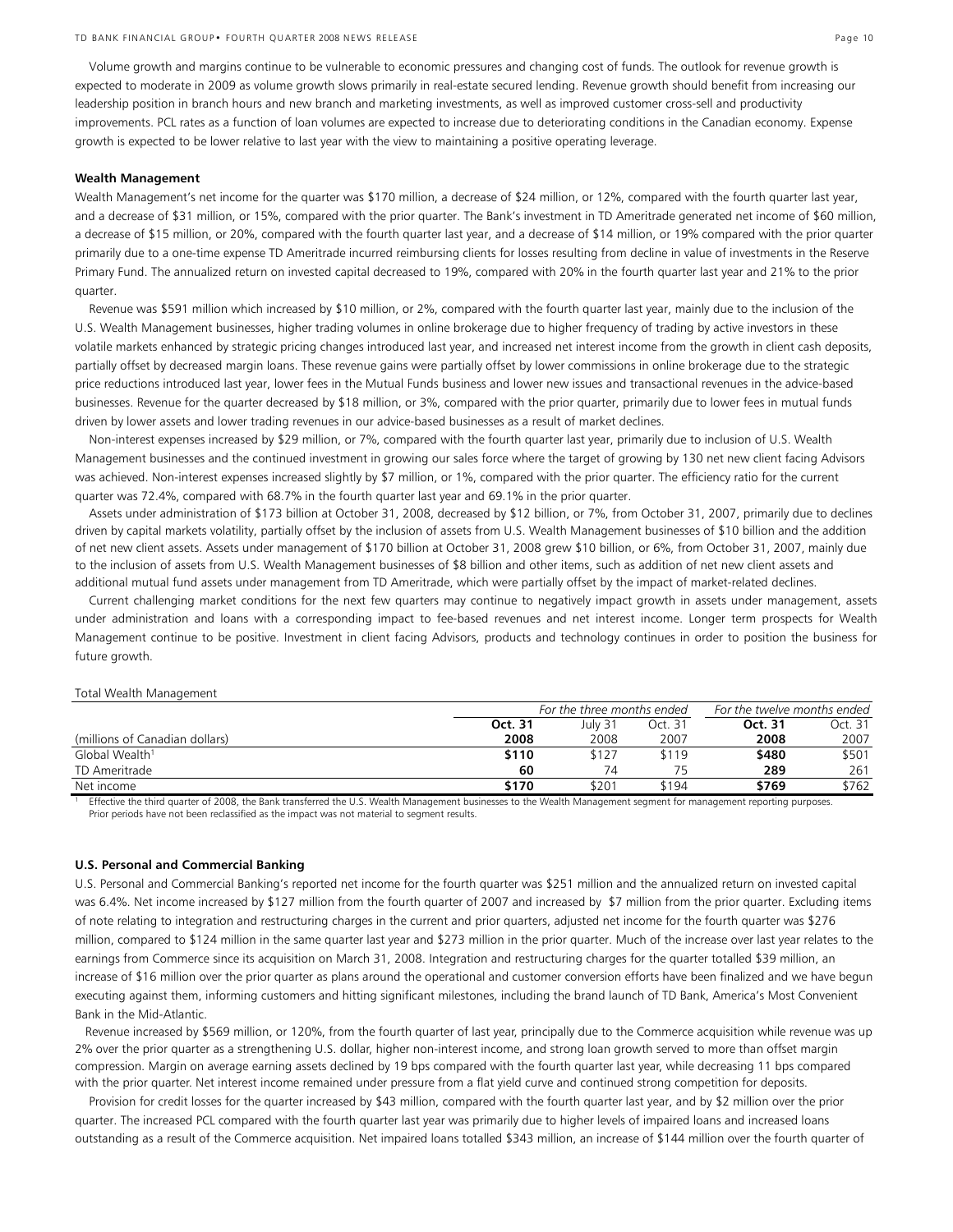Volume growth and margins continue to be vulnerable to economic pressures and changing cost of funds. The outlook for revenue growth is expected to moderate in 2009 as volume growth slows primarily in real-estate secured lending. Revenue growth should benefit from increasing our leadership position in branch hours and new branch and marketing investments, as well as improved customer cross-sell and productivity improvements. PCL rates as a function of loan volumes are expected to increase due to deteriorating conditions in the Canadian economy. Expense growth is expected to be lower relative to last year with the view to maintaining a positive operating leverage.

**Wealth Management**

Wealth Management's net income for the quarter was $170 million, a decrease of $24 million, or 12%, compared with the fourth quarter last year, and a decrease of $31 million, or 15%, compared with the prior quarter. The Bank's investment in TD Ameritrade generated net income of $60 million, a decrease of $15 million, or 20%, compared with the fourth quarter last year, and a decrease of $14 million, or 19% compared with the prior quarter primarily due to a one-time expense TD Ameritrade incurred reimbursing clients for losses resulting from decline in value of investments in the Reserve Primary Fund. The annualized return on invested capital decreased to 19%, compared with 20% in the fourth quarter last year and 21% to the prior quarter.

Revenue was $591 million which increased by $10 million, or 2%, compared with the fourth quarter last year, mainly due to the inclusion of the U.S. Wealth Management businesses, higher trading volumes in online brokerage due to higher frequency of trading by active investors in these volatile markets enhanced by strategic pricing changes introduced last year, and increased net interest income from the growth in client cash deposits, partially offset by decreased margin loans. These revenue gains were partially offset by lower commissions in online brokerage due to the strategic price reductions introduced last year, lower fees in the Mutual Funds business and lower new issues and transactional revenues in the advice-based businesses. Revenue for the quarter decreased by $18 million, or 3%, compared with the prior quarter, primarily due to lower fees in mutual funds driven by lower assets and lower trading revenues in our advice-based businesses as a result of market declines.

Non-interest expenses increased by $29 million, or 7%, compared with the fourth quarter last year, primarily due to inclusion of U.S. Wealth Management businesses and the continued investment in growing our sales force where the target of growing by 130 net new client facing Advisors was achieved. Non-interest expenses increased slightly by $7 million, or 1%, compared with the prior quarter. The efficiency ratio for the current quarter was 72.4%, compared with 68.7% in the fourth quarter last year and 69.1% in the prior quarter.

Assets under administration of $173 billion at October 31, 2008, decreased by $12 billion, or 7%, from October 31, 2007, primarily due to declines driven by capital markets volatility, partially offset by the inclusion of assets from U.S. Wealth Management businesses of $10 billion and the addition of net new client assets. Assets under management of $170 billion at October 31, 2008 grew $10 billion, or 6%, from October 31, 2007, mainly due to the inclusion of assets from U.S. Wealth Management businesses of $8 billion and other items, such as addition of net new client assets and additional mutual fund assets under management from TD Ameritrade, which were partially offset by the impact of market-related declines.

Current challenging market conditions for the next few quarters may continue to negatively impact growth in assets under management, assets under administration and loans with a corresponding impact to fee-based revenues and net interest income. Longer term prospects for Wealth Management continue to be positive. Investment in client facing Advisors, products and technology continues in order to position the business for future growth.

Total Wealth Management

| | *For the three months ended* | | | *For the twelve months ended* | |
|---|---|---|---|---|---|
| (millions of Canadian dollars) | **Oct. 31 2008** | July 31 2008 | Oct. 31 2007 | **Oct. 31 2008** | Oct. 31 2007 |
| Global Wealth[1] | **$110** | $127 | $119 | **$480** | $501 |
| TD Ameritrade | **60** | 74 | 75 | **289** | 261 |
| Net income | **$170** | $201 | $194 | **$769** | $762 |

[1] Effective the third quarter of 2008, the Bank transferred the U.S. Wealth Management businesses to the Wealth Management segment for management reporting purposes. Prior periods have not been reclassified as the impact was not material to segment results.

**U.S. Personal and Commercial Banking**

U.S. Personal and Commercial Banking's reported net income for the fourth quarter was $251 million and the annualized return on invested capital was 6.4%. Net income increased by $127 million from the fourth quarter of 2007 and increased by $7 million from the prior quarter. Excluding items of note relating to integration and restructuring charges in the current and prior quarters, adjusted net income for the fourth quarter was $276 million, compared to $124 million in the same quarter last year and $273 million in the prior quarter. Much of the increase over last year relates to the earnings from Commerce since its acquisition on March 31, 2008. Integration and restructuring charges for the quarter totalled $39 million, an increase of $16 million over the prior quarter as plans around the operational and customer conversion efforts have been finalized and we have begun executing against them, informing customers and hitting significant milestones, including the brand launch of TD Bank, America's Most Convenient Bank in the Mid-Atlantic.

Revenue increased by $569 million, or 120%, from the fourth quarter of last year, principally due to the Commerce acquisition while revenue was up 2% over the prior quarter as a strengthening U.S. dollar, higher non-interest income, and strong loan growth served to more than offset margin compression. Margin on average earning assets declined by 19 bps compared with the fourth quarter last year, while decreasing 11 bps compared with the prior quarter. Net interest income remained under pressure from a flat yield curve and continued strong competition for deposits.

Provision for credit losses for the quarter increased by $43 million, compared with the fourth quarter last year, and by $2 million over the prior quarter. The increased PCL compared with the fourth quarter last year was primarily due to higher levels of impaired loans and increased loans outstanding as a result of the Commerce acquisition. Net impaired loans totalled $343 million, an increase of $144 million over the fourth quarter of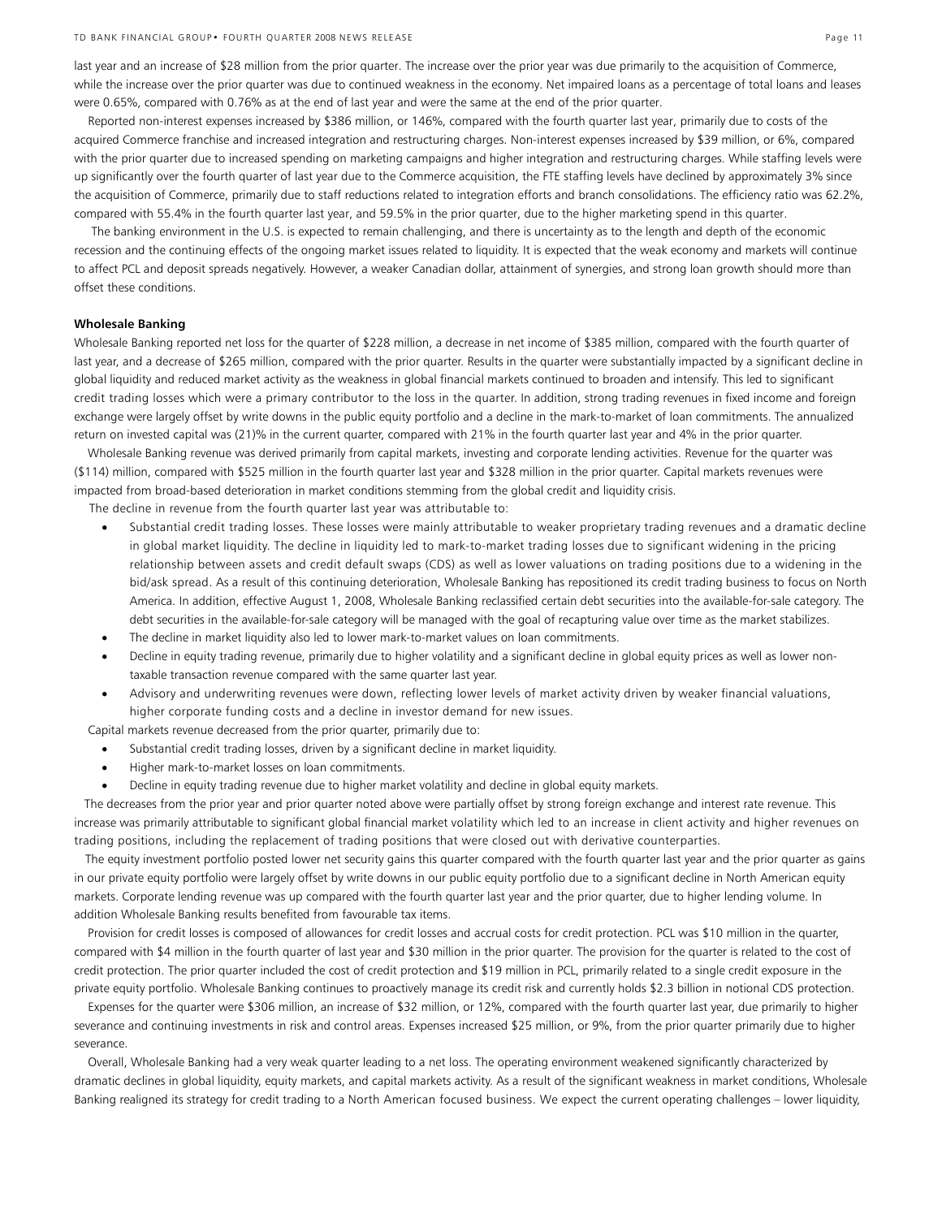last year and an increase of $28 million from the prior quarter. The increase over the prior year was due primarily to the acquisition of Commerce, while the increase over the prior quarter was due to continued weakness in the economy. Net impaired loans as a percentage of total loans and leases were 0.65%, compared with 0.76% as at the end of last year and were the same at the end of the prior quarter.

Reported non-interest expenses increased by $386 million, or 146%, compared with the fourth quarter last year, primarily due to costs of the acquired Commerce franchise and increased integration and restructuring charges. Non-interest expenses increased by $39 million, or 6%, compared with the prior quarter due to increased spending on marketing campaigns and higher integration and restructuring charges. While staffing levels were up significantly over the fourth quarter of last year due to the Commerce acquisition, the FTE staffing levels have declined by approximately 3% since the acquisition of Commerce, primarily due to staff reductions related to integration efforts and branch consolidations. The efficiency ratio was 62.2%, compared with 55.4% in the fourth quarter last year, and 59.5% in the prior quarter, due to the higher marketing spend in this quarter.

The banking environment in the U.S. is expected to remain challenging, and there is uncertainty as to the length and depth of the economic recession and the continuing effects of the ongoing market issues related to liquidity. It is expected that the weak economy and markets will continue to affect PCL and deposit spreads negatively. However, a weaker Canadian dollar, attainment of synergies, and strong loan growth should more than offset these conditions.

**Wholesale Banking**

Wholesale Banking reported net loss for the quarter of $228 million, a decrease in net income of $385 million, compared with the fourth quarter of last year, and a decrease of $265 million, compared with the prior quarter. Results in the quarter were substantially impacted by a significant decline in global liquidity and reduced market activity as the weakness in global financial markets continued to broaden and intensify. This led to significant credit trading losses which were a primary contributor to the loss in the quarter. In addition, strong trading revenues in fixed income and foreign exchange were largely offset by write downs in the public equity portfolio and a decline in the mark-to-market of loan commitments. The annualized return on invested capital was (21)% in the current quarter, compared with 21% in the fourth quarter last year and 4% in the prior quarter.

Wholesale Banking revenue was derived primarily from capital markets, investing and corporate lending activities. Revenue for the quarter was ($114) million, compared with $525 million in the fourth quarter last year and $328 million in the prior quarter. Capital markets revenues were impacted from broad-based deterioration in market conditions stemming from the global credit and liquidity crisis.

The decline in revenue from the fourth quarter last year was attributable to:

- Substantial credit trading losses. These losses were mainly attributable to weaker proprietary trading revenues and a dramatic decline in global market liquidity. The decline in liquidity led to mark-to-market trading losses due to significant widening in the pricing relationship between assets and credit default swaps (CDS) as well as lower valuations on trading positions due to a widening in the bid/ask spread. As a result of this continuing deterioration, Wholesale Banking has repositioned its credit trading business to focus on North America. In addition, effective August 1, 2008, Wholesale Banking reclassified certain debt securities into the available-for-sale category. The debt securities in the available-for-sale category will be managed with the goal of recapturing value over time as the market stabilizes.
- The decline in market liquidity also led to lower mark-to-market values on loan commitments.
- Decline in equity trading revenue, primarily due to higher volatility and a significant decline in global equity prices as well as lower non-taxable transaction revenue compared with the same quarter last year.
- Advisory and underwriting revenues were down, reflecting lower levels of market activity driven by weaker financial valuations, higher corporate funding costs and a decline in investor demand for new issues.

Capital markets revenue decreased from the prior quarter, primarily due to:

- Substantial credit trading losses, driven by a significant decline in market liquidity.
- Higher mark-to-market losses on loan commitments.
- Decline in equity trading revenue due to higher market volatility and decline in global equity markets.

The decreases from the prior year and prior quarter noted above were partially offset by strong foreign exchange and interest rate revenue. This increase was primarily attributable to significant global financial market volatility which led to an increase in client activity and higher revenues on trading positions, including the replacement of trading positions that were closed out with derivative counterparties.

The equity investment portfolio posted lower net security gains this quarter compared with the fourth quarter last year and the prior quarter as gains in our private equity portfolio were largely offset by write downs in our public equity portfolio due to a significant decline in North American equity markets. Corporate lending revenue was up compared with the fourth quarter last year and the prior quarter, due to higher lending volume. In addition Wholesale Banking results benefited from favourable tax items.

Provision for credit losses is composed of allowances for credit losses and accrual costs for credit protection. PCL was $10 million in the quarter, compared with $4 million in the fourth quarter of last year and $30 million in the prior quarter. The provision for the quarter is related to the cost of credit protection. The prior quarter included the cost of credit protection and $19 million in PCL, primarily related to a single credit exposure in the private equity portfolio. Wholesale Banking continues to proactively manage its credit risk and currently holds $2.3 billion in notional CDS protection.

Expenses for the quarter were $306 million, an increase of $32 million, or 12%, compared with the fourth quarter last year, due primarily to higher severance and continuing investments in risk and control areas. Expenses increased $25 million, or 9%, from the prior quarter primarily due to higher severance.

Overall, Wholesale Banking had a very weak quarter leading to a net loss. The operating environment weakened significantly characterized by dramatic declines in global liquidity, equity markets, and capital markets activity. As a result of the significant weakness in market conditions, Wholesale Banking realigned its strategy for credit trading to a North American focused business. We expect the current operating challenges – lower liquidity,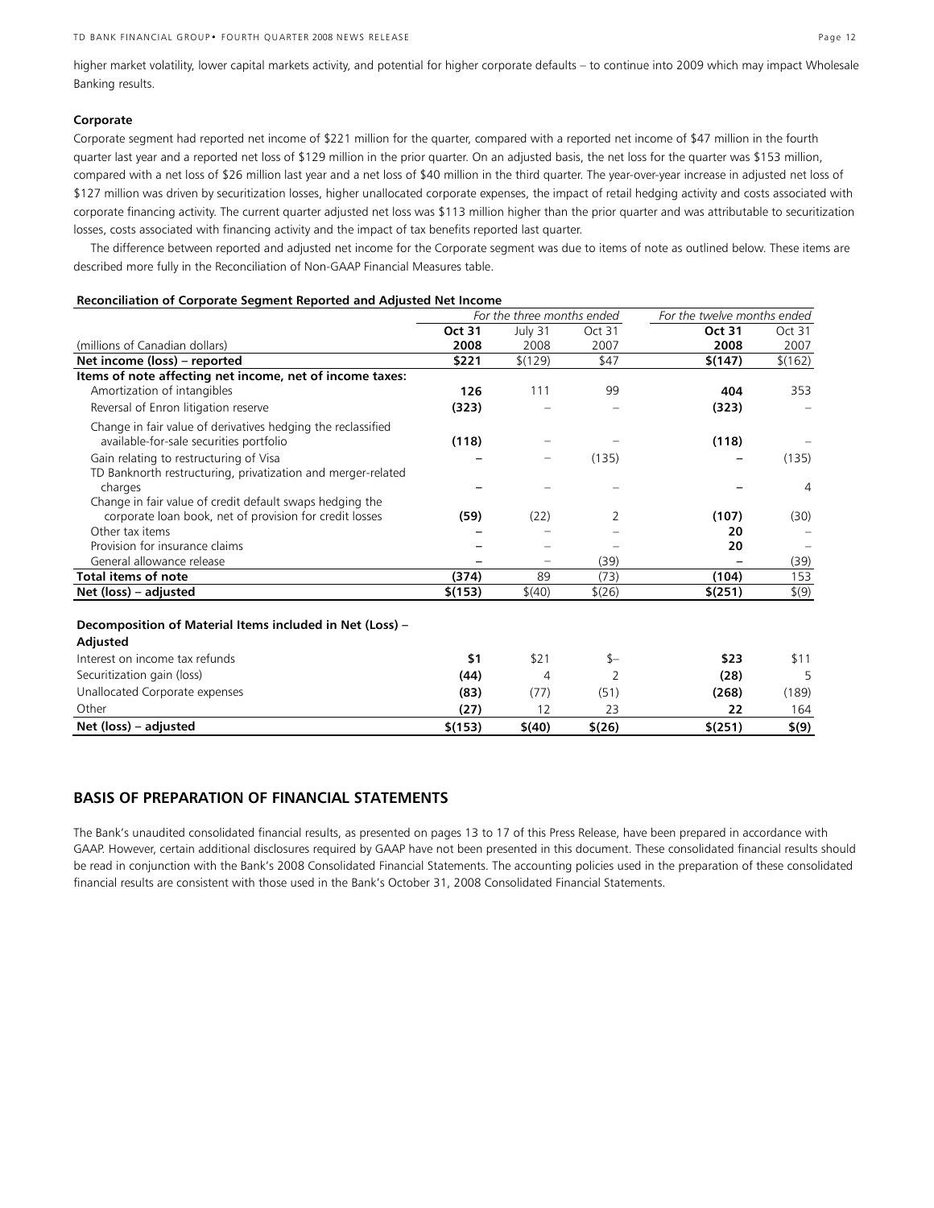higher market volatility, lower capital markets activity, and potential for higher corporate defaults – to continue into 2009 which may impact Wholesale Banking results.

**Corporate**

Corporate segment had reported net income of $221 million for the quarter, compared with a reported net income of $47 million in the fourth quarter last year and a reported net loss of $129 million in the prior quarter. On an adjusted basis, the net loss for the quarter was $153 million, compared with a net loss of $26 million last year and a net loss of $40 million in the third quarter. The year-over-year increase in adjusted net loss of $127 million was driven by securitization losses, higher unallocated corporate expenses, the impact of retail hedging activity and costs associated with corporate financing activity. The current quarter adjusted net loss was $113 million higher than the prior quarter and was attributable to securitization losses, costs associated with financing activity and the impact of tax benefits reported last quarter.

The difference between reported and adjusted net income for the Corporate segment was due to items of note as outlined below. These items are described more fully in the Reconciliation of Non-GAAP Financial Measures table.

**Reconciliation of Corporate Segment Reported and Adjusted Net Income**

| | *For the three months ended* | | | *For the twelve months ended* | |
|---|---|---|---|---|---|
| (millions of Canadian dollars) | **Oct 31 2008** | July 31 2008 | Oct 31 2007 | **Oct 31 2008** | Oct 31 2007 |
| **Net income (loss) – reported** | **$221** | $(129) | $47 | **$(147)** | $(162) |
| **Items of note affecting net income, net of income taxes:** | | | | | |
| Amortization of intangibles | **126** | 111 | 99 | **404** | 353 |
| Reversal of Enron litigation reserve | **(323)** | – | – | **(323)** | – |
| Change in fair value of derivatives hedging the reclassified available-for-sale securities portfolio | **(118)** | – | – | **(118)** | – |
| Gain relating to restructuring of Visa | **–** | – | (135) | **–** | (135) |
| TD Banknorth restructuring, privatization and merger-related charges | **–** | – | – | **–** | 4 |
| Change in fair value of credit default swaps hedging the corporate loan book, net of provision for credit losses | **(59)** | (22) | 2 | **(107)** | (30) |
| Other tax items | **–** | – | – | **20** | – |
| Provision for insurance claims | **–** | – | – | **20** | – |
| General allowance release | **–** | – | (39) | **–** | (39) |
| **Total items of note** | **(374)** | 89 | (73) | **(104)** | 153 |
| **Net (loss) – adjusted** | **$(153)** | $(40) | $(26) | **$(251)** | $(9) |
| | | | | | |
| **Decomposition of Material Items included in Net (Loss) – Adjusted** | | | | | |
| Interest on income tax refunds | **$1** | $21 | $– | **$23** | $11 |
| Securitization gain (loss) | **(44)** | 4 | 2 | **(28)** | 5 |
| Unallocated Corporate expenses | **(83)** | (77) | (51) | **(268)** | (189) |
| Other | **(27)** | 12 | 23 | **22** | 164 |
| **Net (loss) – adjusted** | **$(153)** | **$(40)** | **$(26)** | **$(251)** | **$(9)** |

## BASIS OF PREPARATION OF FINANCIAL STATEMENTS

The Bank's unaudited consolidated financial results, as presented on pages 13 to 17 of this Press Release, have been prepared in accordance with GAAP. However, certain additional disclosures required by GAAP have not been presented in this document. These consolidated financial results should be read in conjunction with the Bank's 2008 Consolidated Financial Statements. The accounting policies used in the preparation of these consolidated financial results are consistent with those used in the Bank's October 31, 2008 Consolidated Financial Statements.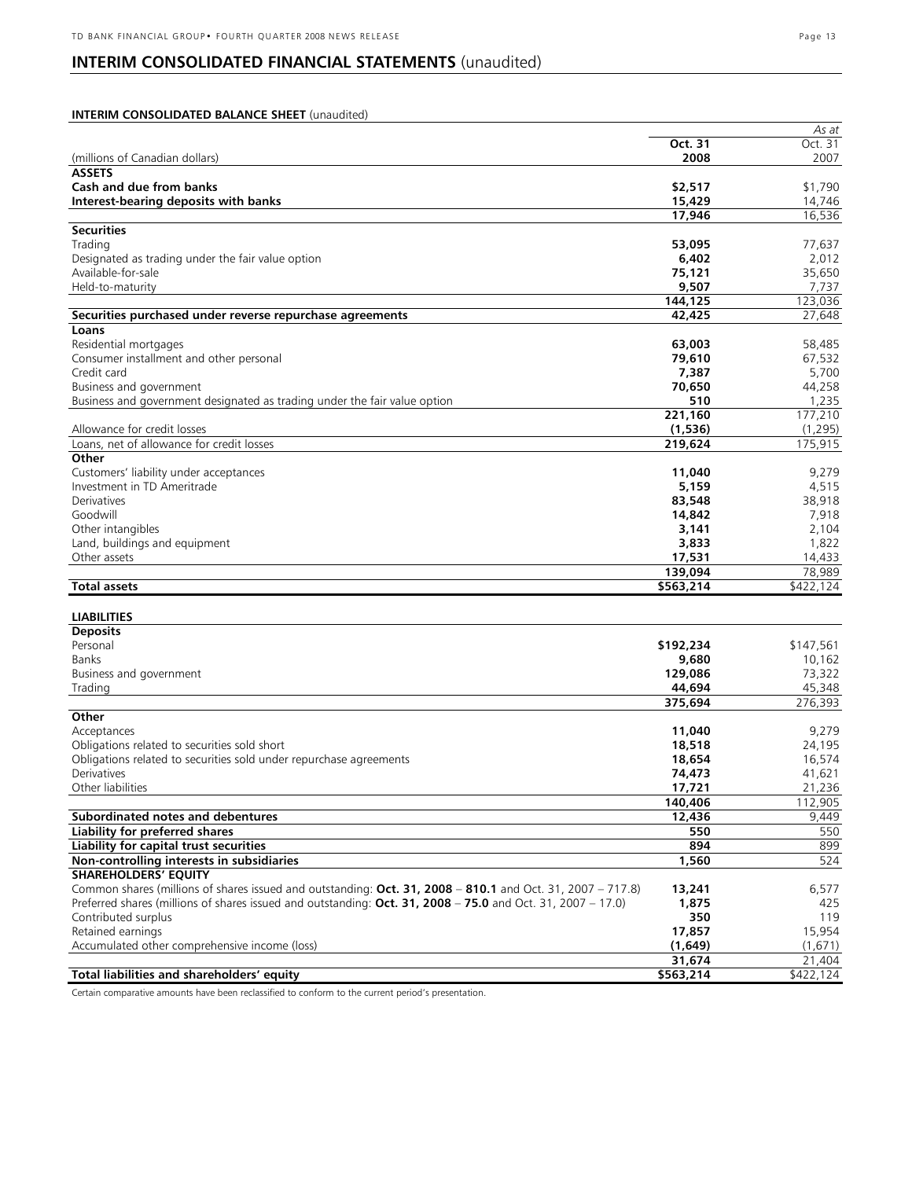# INTERIM CONSOLIDATED FINANCIAL STATEMENTS (unaudited)

**INTERIM CONSOLIDATED BALANCE SHEET** (unaudited)

| | | *As at* |
|---|---|---|
| | **Oct. 31** | Oct. 31 |
| (millions of Canadian dollars) | **2008** | 2007 |
| **ASSETS** | | |
| **Cash and due from banks** | **$2,517** | $1,790 |
| **Interest-bearing deposits with banks** | **15,429** | 14,746 |
| | **17,946** | 16,536 |
| **Securities** | | |
| Trading | **53,095** | 77,637 |
| Designated as trading under the fair value option | **6,402** | 2,012 |
| Available-for-sale | **75,121** | 35,650 |
| Held-to-maturity | **9,507** | 7,737 |
| | **144,125** | 123,036 |
| **Securities purchased under reverse repurchase agreements** | **42,425** | 27,648 |
| **Loans** | | |
| Residential mortgages | **63,003** | 58,485 |
| Consumer installment and other personal | **79,610** | 67,532 |
| Credit card | **7,387** | 5,700 |
| Business and government | **70,650** | 44,258 |
| Business and government designated as trading under the fair value option | **510** | 1,235 |
| | **221,160** | 177,210 |
| Allowance for credit losses | **(1,536)** | (1,295) |
| Loans, net of allowance for credit losses | **219,624** | 175,915 |
| **Other** | | |
| Customers' liability under acceptances | **11,040** | 9,279 |
| Investment in TD Ameritrade | **5,159** | 4,515 |
| Derivatives | **83,548** | 38,918 |
| Goodwill | **14,842** | 7,918 |
| Other intangibles | **3,141** | 2,104 |
| Land, buildings and equipment | **3,833** | 1,822 |
| Other assets | **17,531** | 14,433 |
| | **139,094** | 78,989 |
| **Total assets** | **$563,214** | $422,124 |
| | | |
| **LIABILITIES** | | |
| **Deposits** | | |
| Personal | **$192,234** | $147,561 |
| Banks | **9,680** | 10,162 |
| Business and government | **129,086** | 73,322 |
| Trading | **44,694** | 45,348 |
| | **375,694** | 276,393 |
| **Other** | | |
| Acceptances | **11,040** | 9,279 |
| Obligations related to securities sold short | **18,518** | 24,195 |
| Obligations related to securities sold under repurchase agreements | **18,654** | 16,574 |
| Derivatives | **74,473** | 41,621 |
| Other liabilities | **17,721** | 21,236 |
| | **140,406** | 112,905 |
| **Subordinated notes and debentures** | **12,436** | 9,449 |
| **Liability for preferred shares** | **550** | 550 |
| **Liability for capital trust securities** | **894** | 899 |
| **Non-controlling interests in subsidiaries** | **1,560** | 524 |
| **SHAREHOLDERS' EQUITY** | | |
| Common shares (millions of shares issued and outstanding: **Oct. 31, 2008** – **810.1** and Oct. 31, 2007 – 717.8) | **13,241** | 6,577 |
| Preferred shares (millions of shares issued and outstanding: **Oct. 31, 2008** – **75.0** and Oct. 31, 2007 – 17.0) | **1,875** | 425 |
| Contributed surplus | **350** | 119 |
| Retained earnings | **17,857** | 15,954 |
| Accumulated other comprehensive income (loss) | **(1,649)** | (1,671) |
| | **31,674** | 21,404 |
| **Total liabilities and shareholders' equity** | **$563,214** | $422,124 |

Certain comparative amounts have been reclassified to conform to the current period's presentation.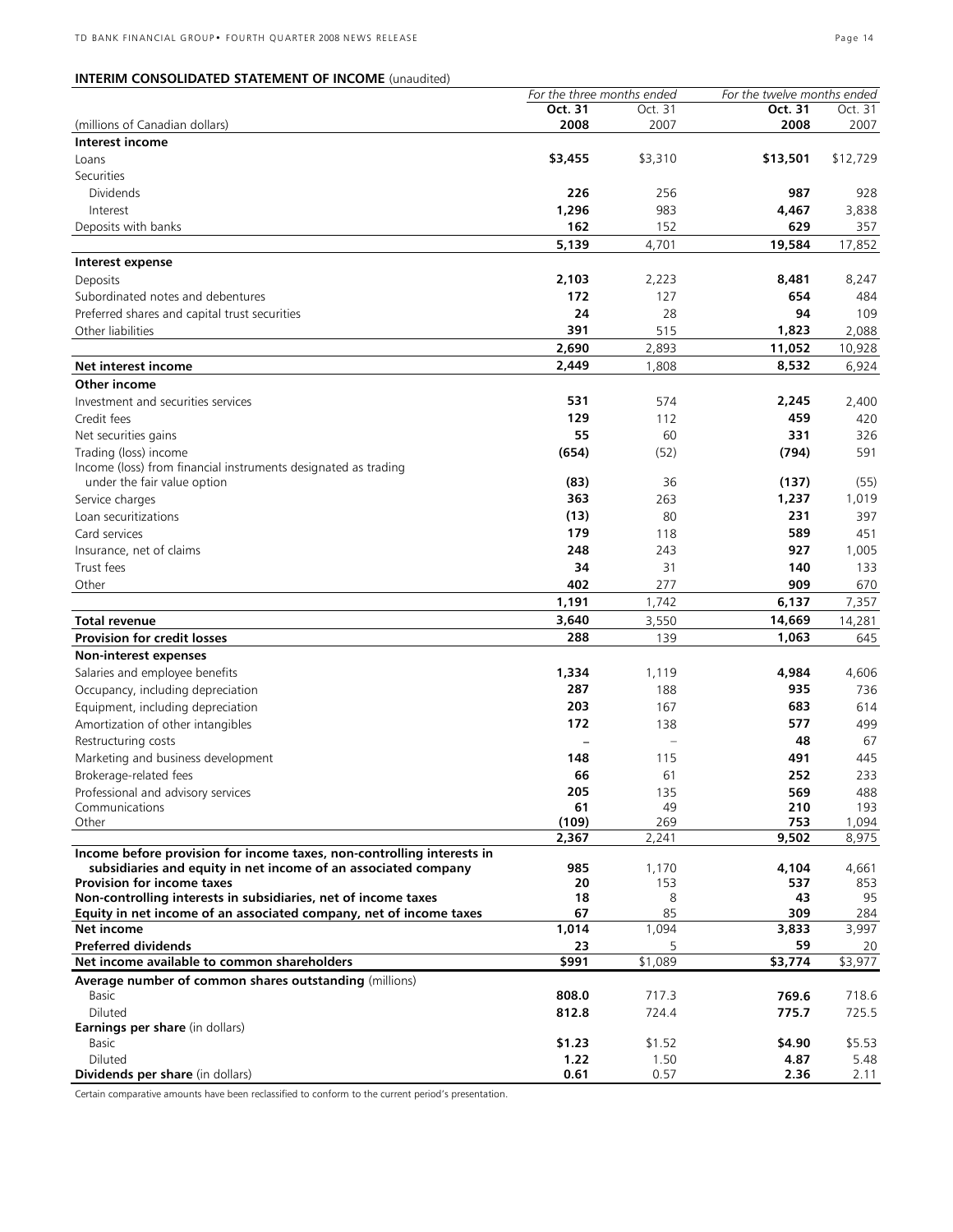**INTERIM CONSOLIDATED STATEMENT OF INCOME** (unaudited)

| | *For the three months ended* | | *For the twelve months ended* | |
|---|---|---|---|---|
| | **Oct. 31** | Oct. 31 | **Oct. 31** | Oct. 31 |
| (millions of Canadian dollars) | **2008** | 2007 | **2008** | 2007 |
| **Interest income** | | | | |
| Loans | **$3,455** | $3,310 | **$13,501** | $12,729 |
| Securities | | | | |
| Dividends | **226** | 256 | **987** | 928 |
| Interest | **1,296** | 983 | **4,467** | 3,838 |
| Deposits with banks | **162** | 152 | **629** | 357 |
| | **5,139** | 4,701 | **19,584** | 17,852 |
| **Interest expense** | | | | |
| Deposits | **2,103** | 2,223 | **8,481** | 8,247 |
| Subordinated notes and debentures | **172** | 127 | **654** | 484 |
| Preferred shares and capital trust securities | **24** | 28 | **94** | 109 |
| Other liabilities | **391** | 515 | **1,823** | 2,088 |
| | **2,690** | 2,893 | **11,052** | 10,928 |
| **Net interest income** | **2,449** | 1,808 | **8,532** | 6,924 |
| **Other income** | | | | |
| Investment and securities services | **531** | 574 | **2,245** | 2,400 |
| Credit fees | **129** | 112 | **459** | 420 |
| Net securities gains | **55** | 60 | **331** | 326 |
| Trading (loss) income | **(654)** | (52) | **(794)** | 591 |
| Income (loss) from financial instruments designated as trading under the fair value option | **(83)** | 36 | **(137)** | (55) |
| Service charges | **363** | 263 | **1,237** | 1,019 |
| Loan securitizations | **(13)** | 80 | **231** | 397 |
| Card services | **179** | 118 | **589** | 451 |
| Insurance, net of claims | **248** | 243 | **927** | 1,005 |
| Trust fees | **34** | 31 | **140** | 133 |
| Other | **402** | 277 | **909** | 670 |
| | **1,191** | 1,742 | **6,137** | 7,357 |
| **Total revenue** | **3,640** | 3,550 | **14,669** | 14,281 |
| **Provision for credit losses** | **288** | 139 | **1,063** | 645 |
| **Non-interest expenses** | | | | |
| Salaries and employee benefits | **1,334** | 1,119 | **4,984** | 4,606 |
| Occupancy, including depreciation | **287** | 188 | **935** | 736 |
| Equipment, including depreciation | **203** | 167 | **683** | 614 |
| Amortization of other intangibles | **172** | 138 | **577** | 499 |
| Restructuring costs | **–** | – | **48** | 67 |
| Marketing and business development | **148** | 115 | **491** | 445 |
| Brokerage-related fees | **66** | 61 | **252** | 233 |
| Professional and advisory services | **205** | 135 | **569** | 488 |
| Communications | **61** | 49 | **210** | 193 |
| Other | **(109)** | 269 | **753** | 1,094 |
| | **2,367** | 2,241 | **9,502** | 8,975 |
| **Income before provision for income taxes, non-controlling interests in subsidiaries and equity in net income of an associated company** | **985** | 1,170 | **4,104** | 4,661 |
| **Provision for income taxes** | **20** | 153 | **537** | 853 |
| **Non-controlling interests in subsidiaries, net of income taxes** | **18** | 8 | **43** | 95 |
| **Equity in net income of an associated company, net of income taxes** | **67** | 85 | **309** | 284 |
| **Net income** | **1,014** | 1,094 | **3,833** | 3,997 |
| **Preferred dividends** | **23** | 5 | **59** | 20 |
| **Net income available to common shareholders** | **$991** | $1,089 | **$3,774** | $3,977 |
| **Average number of common shares outstanding** (millions) | | | | |
| Basic | **808.0** | 717.3 | **769.6** | 718.6 |
| Diluted | **812.8** | 724.4 | **775.7** | 725.5 |
| **Earnings per share** (in dollars) | | | | |
| Basic | **$1.23** | $1.52 | **$4.90** | $5.53 |
| Diluted | **1.22** | 1.50 | **4.87** | 5.48 |
| **Dividends per share** (in dollars) | **0.61** | 0.57 | **2.36** | 2.11 |

Certain comparative amounts have been reclassified to conform to the current period's presentation.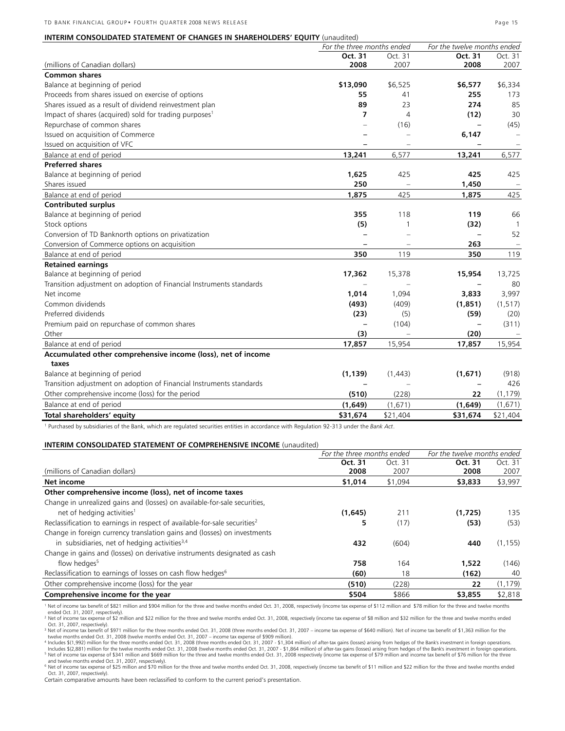**INTERIM CONSOLIDATED STATEMENT OF CHANGES IN SHAREHOLDERS' EQUITY** (unaudited)

| | For the three months ended | | For the twelve months ended | |
|---|---|---|---|---|
| | **Oct. 31** | Oct. 31 | **Oct. 31** | Oct. 31 |
| (millions of Canadian dollars) | **2008** | 2007 | **2008** | 2007 |
| **Common shares** | | | | |
| Balance at beginning of period | **$13,090** | $6,525 | **$6,577** | $6,334 |
| Proceeds from shares issued on exercise of options | **55** | 41 | **255** | 173 |
| Shares issued as a result of dividend reinvestment plan | **89** | 23 | **274** | 85 |
| Impact of shares (acquired) sold for trading purposes[1] | **7** | 4 | **(12)** | 30 |
| Repurchase of common shares | – | (16) | – | (45) |
| Issued on acquisition of Commerce | – | – | **6,147** | – |
| Issued on acquisition of VFC | – | – | – | – |
| Balance at end of period | **13,241** | 6,577 | **13,241** | 6,577 |
| **Preferred shares** | | | | |
| Balance at beginning of period | **1,625** | 425 | **425** | 425 |
| Shares issued | **250** | – | **1,450** | – |
| Balance at end of period | **1,875** | 425 | **1,875** | 425 |
| **Contributed surplus** | | | | |
| Balance at beginning of period | **355** | 118 | **119** | 66 |
| Stock options | **(5)** | 1 | **(32)** | 1 |
| Conversion of TD Banknorth options on privatization | – | – | – | 52 |
| Conversion of Commerce options on acquisition | – | – | **263** | – |
| Balance at end of period | **350** | 119 | **350** | 119 |
| **Retained earnings** | | | | |
| Balance at beginning of period | **17,362** | 15,378 | **15,954** | 13,725 |
| Transition adjustment on adoption of Financial Instruments standards | – | – | – | 80 |
| Net income | **1,014** | 1,094 | **3,833** | 3,997 |
| Common dividends | **(493)** | (409) | **(1,851)** | (1,517) |
| Preferred dividends | **(23)** | (5) | **(59)** | (20) |
| Premium paid on repurchase of common shares | – | (104) | – | (311) |
| Other | **(3)** | – | **(20)** | – |
| Balance at end of period | **17,857** | 15,954 | **17,857** | 15,954 |
| **Accumulated other comprehensive income (loss), net of income taxes** | | | | |
| Balance at beginning of period | **(1,139)** | (1,443) | **(1,671)** | (918) |
| Transition adjustment on adoption of Financial Instruments standards | – | – | – | 426 |
| Other comprehensive income (loss) for the period | **(510)** | (228) | **22** | (1,179) |
| Balance at end of period | **(1,649)** | (1,671) | **(1,649)** | (1,671) |
| **Total shareholders' equity** | **$31,674** | $21,404 | **$31,674** | $21,404 |

[1] Purchased by subsidiaries of the Bank, which are regulated securities entities in accordance with Regulation 92-313 under the *Bank Act*.

**INTERIM CONSOLIDATED STATEMENT OF COMPREHENSIVE INCOME** (unaudited)

| | For the three months ended | | For the twelve months ended | |
|---|---|---|---|---|
| | **Oct. 31** | Oct. 31 | **Oct. 31** | Oct. 31 |
| (millions of Canadian dollars) | **2008** | 2007 | **2008** | 2007 |
| **Net income** | **$1,014** | $1,094 | **$3,833** | $3,997 |
| **Other comprehensive income (loss), net of income taxes** | | | | |
| Change in unrealized gains and (losses) on available-for-sale securities, net of hedging activities[1] | **(1,645)** | 211 | **(1,725)** | 135 |
| Reclassification to earnings in respect of available-for-sale securities[2] | **5** | (17) | **(53)** | (53) |
| Change in foreign currency translation gains and (losses) on investments in subsidiaries, net of hedging activities[3,4] | **432** | (604) | **440** | (1,155) |
| Change in gains and (losses) on derivative instruments designated as cash flow hedges[5] | **758** | 164 | **1,522** | (146) |
| Reclassification to earnings of losses on cash flow hedges[6] | **(60)** | 18 | **(162)** | 40 |
| Other comprehensive income (loss) for the year | **(510)** | (228) | **22** | (1,179) |
| **Comprehensive income for the year** | **$504** | $866 | **$3,855** | $2,818 |

[1] Net of income tax benefit of $821 million and $904 million for the three and twelve months ended Oct. 31, 2008, respectively (income tax expense of $112 million and $78 million for the three and twelve months ended Oct. 31, 2007, respectively).

[2] Net of income tax expense of $2 million and $22 million for the three and twelve months ended Oct. 31, 2008, respectively (income tax expense of $8 million and $32 million for the three and twelve months ended Oct. 31, 2007, respectively).

[3] Net of income tax benefit of $971 million for the three months ended Oct. 31, 2008 (three months ended Oct. 31, 2007 – income tax expense of $640 million). Net of income tax benefit of $1,363 million for the twelve months ended Oct. 31, 2008 (twelve months ended Oct. 31, 2007 – income tax expense of $909 million).

[4] Includes $(1,992) million for the three months ended Oct. 31, 2008 (three months ended Oct. 31, 2007 - $1,304 million) of after-tax gains (losses) arising from hedges of the Bank's investment in foreign operations. Includes $(2,881) million for the twelve months ended Oct. 31, 2008 (twelve months ended Oct. 31, 2007 - $1,864 million) of after-tax gains (losses) arising from hedges of the Bank's investment in foreign operations.

[5] Net of income tax expense of $341 million and $669 million for the three and twelve months ended Oct. 31, 2008 respectively (income tax expense of $79 million and income tax benefit of $76 million for the three and twelve months ended Oct. 31, 2007, respectively).

[6] Net of income tax expense of $25 million and $70 million for the three and twelve months ended Oct. 31, 2008, respectively (income tax benefit of $11 million and $22 million for the three and twelve months ended Oct. 31, 2007, respectively).

Certain comparative amounts have been reclassified to conform to the current period's presentation.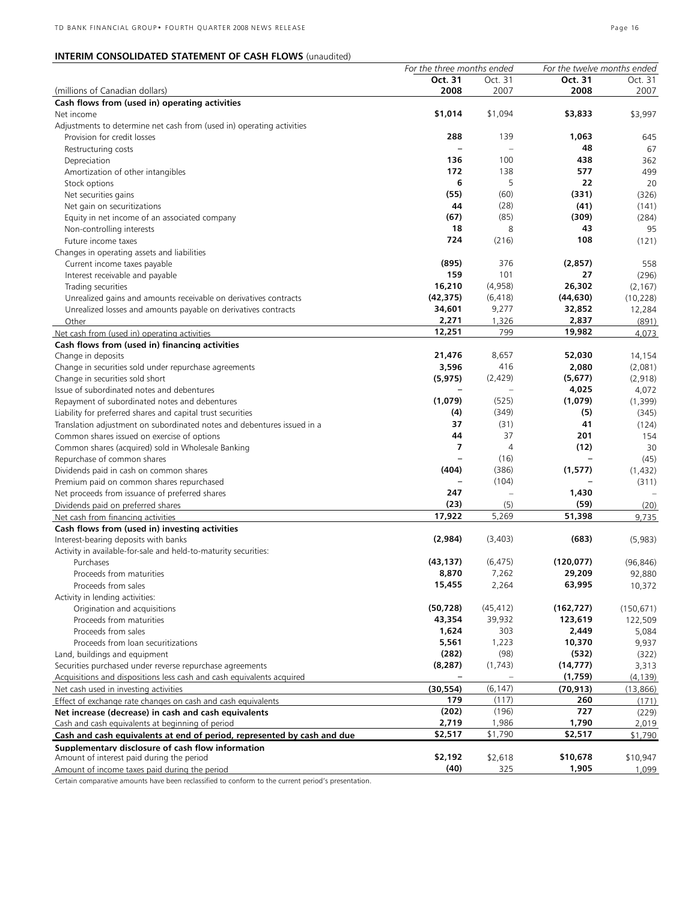## INTERIM CONSOLIDATED STATEMENT OF CASH FLOWS (unaudited)

| (millions of Canadian dollars) | *For the three months ended* | | *For the twelve months ended* | |
|---|---|---|---|---|
| | **Oct. 31 2008** | Oct. 31 2007 | **Oct. 31 2008** | Oct. 31 2007 |
| **Cash flows from (used in) operating activities** | | | | |
| Net income | **$1,014** | $1,094 | **$3,833** | $3,997 |
| Adjustments to determine net cash from (used in) operating activities | | | | |
| Provision for credit losses | **288** | 139 | **1,063** | 645 |
| Restructuring costs | **–** | – | **48** | 67 |
| Depreciation | **136** | 100 | **438** | 362 |
| Amortization of other intangibles | **172** | 138 | **577** | 499 |
| Stock options | **6** | 5 | **22** | 20 |
| Net securities gains | **(55)** | (60) | **(331)** | (326) |
| Net gain on securitizations | **44** | (28) | **(41)** | (141) |
| Equity in net income of an associated company | **(67)** | (85) | **(309)** | (284) |
| Non-controlling interests | **18** | 8 | **43** | 95 |
| Future income taxes | **724** | (216) | **108** | (121) |
| Changes in operating assets and liabilities | | | | |
| Current income taxes payable | **(895)** | 376 | **(2,857)** | 558 |
| Interest receivable and payable | **159** | 101 | **27** | (296) |
| Trading securities | **16,210** | (4,958) | **26,302** | (2,167) |
| Unrealized gains and amounts receivable on derivatives contracts | **(42,375)** | (6,418) | **(44,630)** | (10,228) |
| Unrealized losses and amounts payable on derivatives contracts | **34,601** | 9,277 | **32,852** | 12,284 |
| Other | **2,271** | 1,326 | **2,837** | (891) |
| Net cash from (used in) operating activities | **12,251** | 799 | **19,982** | 4,073 |
| **Cash flows from (used in) financing activities** | | | | |
| Change in deposits | **21,476** | 8,657 | **52,030** | 14,154 |
| Change in securities sold under repurchase agreements | **3,596** | 416 | **2,080** | (2,081) |
| Change in securities sold short | **(5,975)** | (2,429) | **(5,677)** | (2,918) |
| Issue of subordinated notes and debentures | **–** | – | **4,025** | 4,072 |
| Repayment of subordinated notes and debentures | **(1,079)** | (525) | **(1,079)** | (1,399) |
| Liability for preferred shares and capital trust securities | **(4)** | (349) | **(5)** | (345) |
| Translation adjustment on subordinated notes and debentures issued in a | **37** | (31) | **41** | (124) |
| Common shares issued on exercise of options | **44** | 37 | **201** | 154 |
| Common shares (acquired) sold in Wholesale Banking | **7** | 4 | **(12)** | 30 |
| Repurchase of common shares | **–** | (16) | **–** | (45) |
| Dividends paid in cash on common shares | **(404)** | (386) | **(1,577)** | (1,432) |
| Premium paid on common shares repurchased | **–** | (104) | **–** | (311) |
| Net proceeds from issuance of preferred shares | **247** | – | **1,430** | – |
| Dividends paid on preferred shares | **(23)** | (5) | **(59)** | (20) |
| Net cash from financing activities | **17,922** | 5,269 | **51,398** | 9,735 |
| **Cash flows from (used in) investing activities** | | | | |
| Interest-bearing deposits with banks | **(2,984)** | (3,403) | **(683)** | (5,983) |
| Activity in available-for-sale and held-to-maturity securities: | | | | |
| Purchases | **(43,137)** | (6,475) | **(120,077)** | (96,846) |
| Proceeds from maturities | **8,870** | 7,262 | **29,209** | 92,880 |
| Proceeds from sales | **15,455** | 2,264 | **63,995** | 10,372 |
| Activity in lending activities: | | | | |
| Origination and acquisitions | **(50,728)** | (45,412) | **(162,727)** | (150,671) |
| Proceeds from maturities | **43,354** | 39,932 | **123,619** | 122,509 |
| Proceeds from sales | **1,624** | 303 | **2,449** | 5,084 |
| Proceeds from loan securitizations | **5,561** | 1,223 | **10,370** | 9,937 |
| Land, buildings and equipment | **(282)** | (98) | **(532)** | (322) |
| Securities purchased under reverse repurchase agreements | **(8,287)** | (1,743) | **(14,777)** | 3,313 |
| Acquisitions and dispositions less cash and cash equivalents acquired | **–** | – | **(1,759)** | (4,139) |
| Net cash used in investing activities | **(30,554)** | (6,147) | **(70,913)** | (13,866) |
| Effect of exchange rate changes on cash and cash equivalents | **179** | (117) | **260** | (171) |
| **Net increase (decrease) in cash and cash equivalents** | **(202)** | (196) | **727** | (229) |
| Cash and cash equivalents at beginning of period | **2,719** | 1,986 | **1,790** | 2,019 |
| **Cash and cash equivalents at end of period, represented by cash and due** | **$2,517** | $1,790 | **$2,517** | $1,790 |
| **Supplementary disclosure of cash flow information** | | | | |
| Amount of interest paid during the period | **$2,192** | $2,618 | **$10,678** | $10,947 |
| Amount of income taxes paid during the period | **(40)** | 325 | **1,905** | 1,099 |

Certain comparative amounts have been reclassified to conform to the current period's presentation.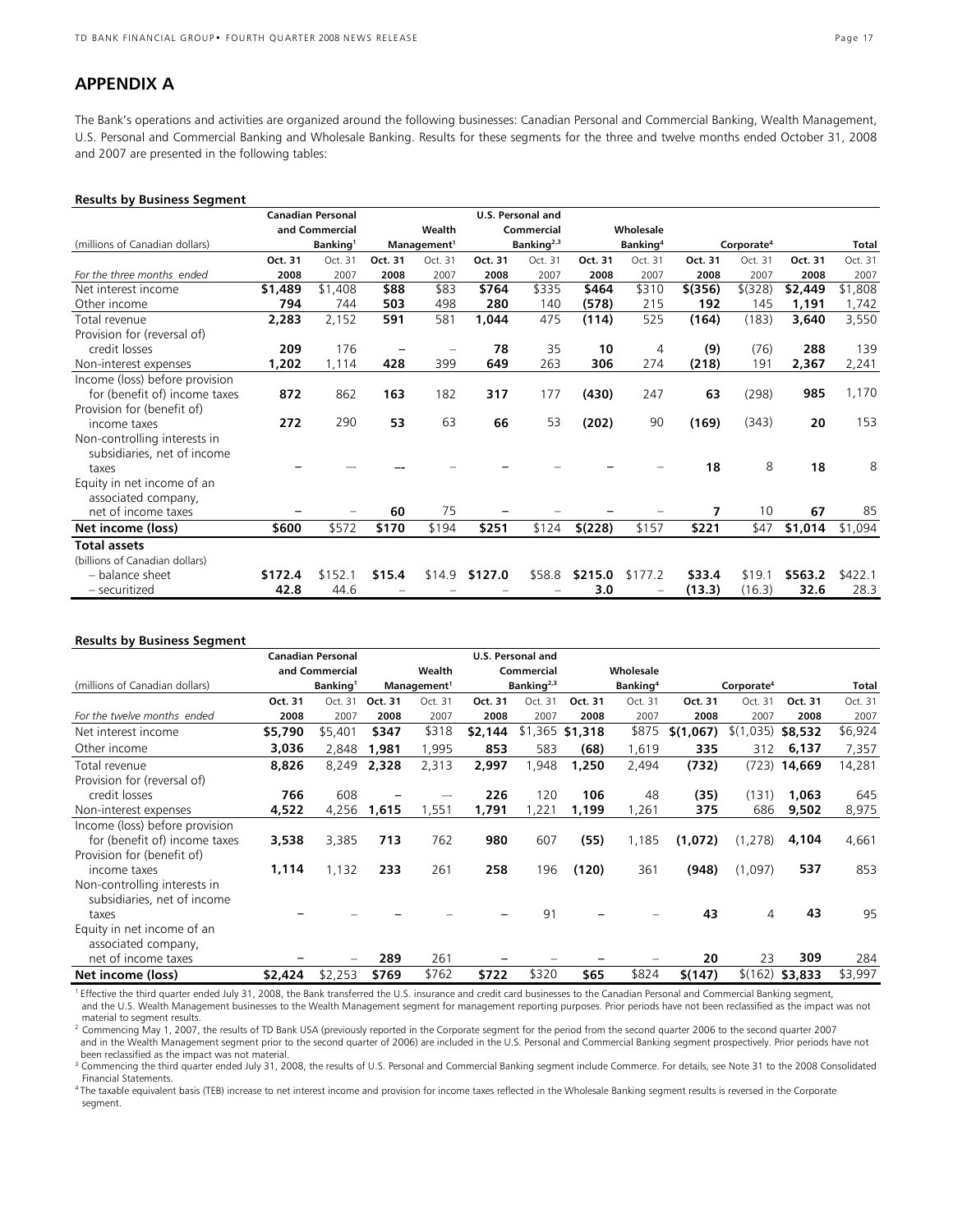## APPENDIX A

The Bank's operations and activities are organized around the following businesses: Canadian Personal and Commercial Banking, Wealth Management, U.S. Personal and Commercial Banking and Wholesale Banking. Results for these segments for the three and twelve months ended October 31, 2008 and 2007 are presented in the following tables:

**Results by Business Segment**

| (millions of Canadian dollars) | Canadian Personal and Commercial Banking[1] | | Wealth Management[1] | | U.S. Personal and Commercial Banking[2,3] | | Wholesale Banking[4] | | Corporate[4] | | Total | |
|---|---|---|---|---|---|---|---|---|---|---|---|---|
| | **Oct. 31** | Oct. 31 | **Oct. 31** | Oct. 31 | **Oct. 31** | Oct. 31 | **Oct. 31** | Oct. 31 | **Oct. 31** | Oct. 31 | **Oct. 31** | Oct. 31 |
| *For the three months ended* | **2008** | 2007 | **2008** | 2007 | **2008** | 2007 | **2008** | 2007 | **2008** | 2007 | **2008** | 2007 |
| Net interest income | **$1,489** | $1,408 | **$88** | $83 | **$764** | $335 | **$464** | $310 | **$(356)** | $(328) | **$2,449** | $1,808 |
| Other income | **794** | 744 | **503** | 498 | **280** | 140 | **(578)** | 215 | **192** | 145 | **1,191** | 1,742 |
| Total revenue | **2,283** | 2,152 | **591** | 581 | **1,044** | 475 | **(114)** | 525 | **(164)** | (183) | **3,640** | 3,550 |
| Provision for (reversal of) credit losses | **209** | 176 | **–** | – | **78** | 35 | **10** | 4 | **(9)** | (76) | **288** | 139 |
| Non-interest expenses | **1,202** | 1,114 | **428** | 399 | **649** | 263 | **306** | 274 | **(218)** | 191 | **2,367** | 2,241 |
| Income (loss) before provision for (benefit of) income taxes | **872** | 862 | **163** | 182 | **317** | 177 | **(430)** | 247 | **63** | (298) | **985** | 1,170 |
| Provision for (benefit of) income taxes | **272** | 290 | **53** | 63 | **66** | 53 | **(202)** | 90 | **(169)** | (343) | **20** | 153 |
| Non-controlling interests in subsidiaries, net of income taxes | **–** | – | **–** | – | **–** | – | **–** | – | **18** | 8 | **18** | 8 |
| Equity in net income of an associated company, net of income taxes | **–** | – | **60** | 75 | **–** | – | **–** | – | **7** | 10 | **67** | 85 |
| **Net income (loss)** | **$600** | $572 | **$170** | $194 | **$251** | $124 | **$(228)** | $157 | **$221** | $47 | **$1,014** | $1,094 |
| **Total assets** | | | | | | | | | | | | |
| (billions of Canadian dollars) | | | | | | | | | | | | |
| – balance sheet | **$172.4** | $152.1 | **$15.4** | $14.9 | **$127.0** | $58.8 | **$215.0** | $177.2 | **$33.4** | $19.1 | **$563.2** | $422.1 |
| – securitized | **42.8** | 44.6 | **–** | – | **–** | – | **3.0** | – | **(13.3)** | (16.3) | **32.6** | 28.3 |

**Results by Business Segment**

| (millions of Canadian dollars) | Canadian Personal and Commercial Banking[1] | | Wealth Management[1] | | U.S. Personal and Commercial Banking[2,3] | | Wholesale Banking[4] | | Corporate[4] | | Total | |
|---|---|---|---|---|---|---|---|---|---|---|---|---|
| | **Oct. 31** | Oct. 31 | **Oct. 31** | Oct. 31 | **Oct. 31** | Oct. 31 | **Oct. 31** | Oct. 31 | **Oct. 31** | Oct. 31 | **Oct. 31** | Oct. 31 |
| *For the twelve months ended* | **2008** | 2007 | **2008** | 2007 | **2008** | 2007 | **2008** | 2007 | **2008** | 2007 | **2008** | 2007 |
| Net interest income | **$5,790** | $5,401 | **$347** | $318 | **$2,144** | $1,365 | **$1,318** | $875 | **$(1,067)** | $(1,035) | **$8,532** | $6,924 |
| Other income | **3,036** | 2,848 | **1,981** | 1,995 | **853** | 583 | **(68)** | 1,619 | **335** | 312 | **6,137** | 7,357 |
| Total revenue | **8,826** | 8,249 | **2,328** | 2,313 | **2,997** | 1,948 | **1,250** | 2,494 | **(732)** | (723) | **14,669** | 14,281 |
| Provision for (reversal of) credit losses | **766** | 608 | **–** | – | **226** | 120 | **106** | 48 | **(35)** | (131) | **1,063** | 645 |
| Non-interest expenses | **4,522** | 4,256 | **1,615** | 1,551 | **1,791** | 1,221 | **1,199** | 1,261 | **375** | 686 | **9,502** | 8,975 |
| Income (loss) before provision for (benefit of) income taxes | **3,538** | 3,385 | **713** | 762 | **980** | 607 | **(55)** | 1,185 | **(1,072)** | (1,278) | **4,104** | 4,661 |
| Provision for (benefit of) income taxes | **1,114** | 1,132 | **233** | 261 | **258** | 196 | **(120)** | 361 | **(948)** | (1,097) | **537** | 853 |
| Non-controlling interests in subsidiaries, net of income taxes | **–** | – | **–** | – | **–** | 91 | **–** | – | **43** | 4 | **43** | 95 |
| Equity in net income of an associated company, net of income taxes | **–** | – | **289** | 261 | **–** | – | **–** | – | **20** | 23 | **309** | 284 |
| **Net income (loss)** | **$2,424** | $2,253 | **$769** | $762 | **$722** | $320 | **$65** | $824 | **$(147)** | $(162) | **$3,833** | $3,997 |

[1] Effective the third quarter ended July 31, 2008, the Bank transferred the U.S. insurance and credit card businesses to the Canadian Personal and Commercial Banking segment, and the U.S. Wealth Management businesses to the Wealth Management segment for management reporting purposes. Prior periods have not been reclassified as the impact was not material to segment results.

[2] Commencing May 1, 2007, the results of TD Bank USA (previously reported in the Corporate segment for the period from the second quarter 2006 to the second quarter 2007 and in the Wealth Management segment prior to the second quarter of 2006) are included in the U.S. Personal and Commercial Banking segment prospectively. Prior periods have not been reclassified as the impact was not material.

[3] Commencing the third quarter ended July 31, 2008, the results of U.S. Personal and Commercial Banking segment include Commerce. For details, see Note 31 to the 2008 Consolidated Financial Statements.

[4] The taxable equivalent basis (TEB) increase to net interest income and provision for income taxes reflected in the Wholesale Banking segment results is reversed in the Corporate segment.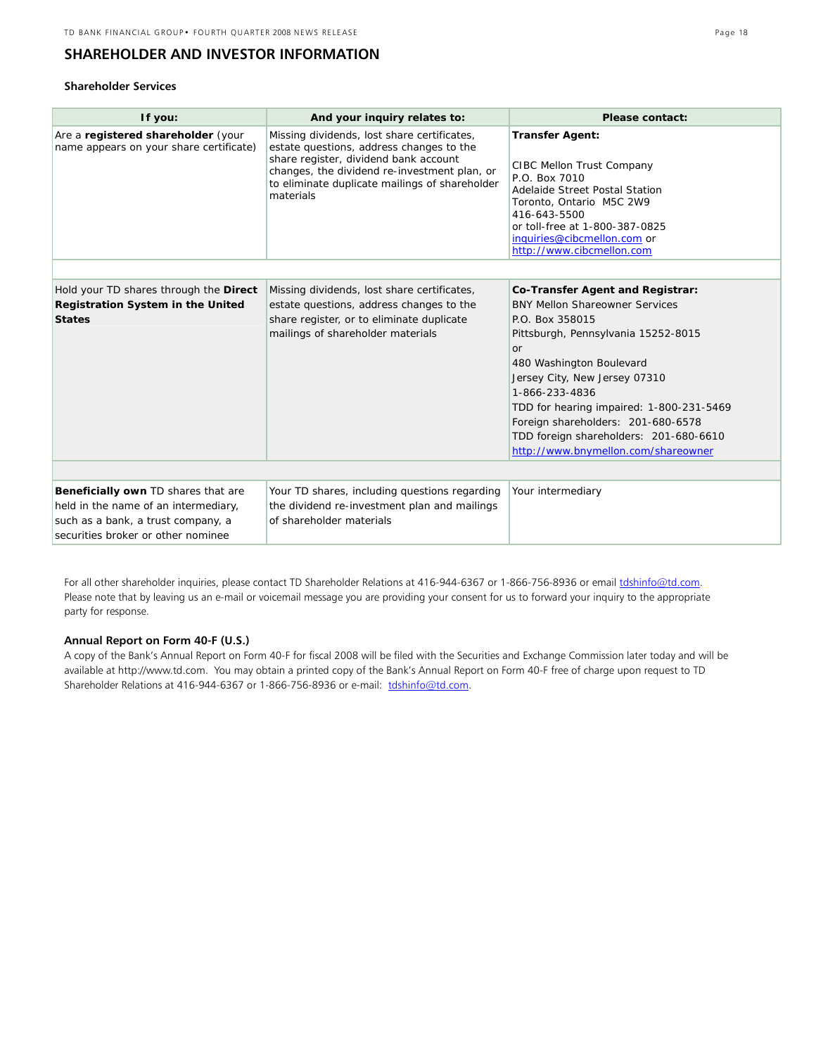## SHAREHOLDER AND INVESTOR INFORMATION

### Shareholder Services

| If you: | And your inquiry relates to: | Please contact: |
|---|---|---|
| Are a **registered shareholder** (your name appears on your share certificate) | Missing dividends, lost share certificates, estate questions, address changes to the share register, dividend bank account changes, the dividend re-investment plan, or to eliminate duplicate mailings of shareholder materials | **Transfer Agent:**<br><br>CIBC Mellon Trust Company<br>P.O. Box 7010<br>Adelaide Street Postal Station<br>Toronto, Ontario M5C 2W9<br>416-643-5500<br>or toll-free at 1-800-387-0825<br>inquiries@cibcmellon.com or<br>http://www.cibcmellon.com |
| Hold your TD shares through the **Direct Registration System in the United States** | Missing dividends, lost share certificates, estate questions, address changes to the share register, or to eliminate duplicate mailings of shareholder materials | **Co-Transfer Agent and Registrar:**<br>BNY Mellon Shareowner Services<br>P.O. Box 358015<br>Pittsburgh, Pennsylvania 15252-8015<br>or<br>480 Washington Boulevard<br>Jersey City, New Jersey 07310<br>1-866-233-4836<br>TDD for hearing impaired: 1-800-231-5469<br>Foreign shareholders: 201-680-6578<br>TDD foreign shareholders: 201-680-6610<br>http://www.bnymellon.com/shareowner |
| **Beneficially own** TD shares that are held in the name of an intermediary, such as a bank, a trust company, a securities broker or other nominee | Your TD shares, including questions regarding the dividend re-investment plan and mailings of shareholder materials | Your intermediary |

For all other shareholder inquiries, please contact TD Shareholder Relations at 416-944-6367 or 1-866-756-8936 or email tdshinfo@td.com. Please note that by leaving us an e-mail or voicemail message you are providing your consent for us to forward your inquiry to the appropriate party for response.

### Annual Report on Form 40-F (U.S.)

A copy of the Bank's Annual Report on Form 40-F for fiscal 2008 will be filed with the Securities and Exchange Commission later today and will be available at http://www.td.com. You may obtain a printed copy of the Bank's Annual Report on Form 40-F free of charge upon request to TD Shareholder Relations at 416-944-6367 or 1-866-756-8936 or e-mail: tdshinfo@td.com.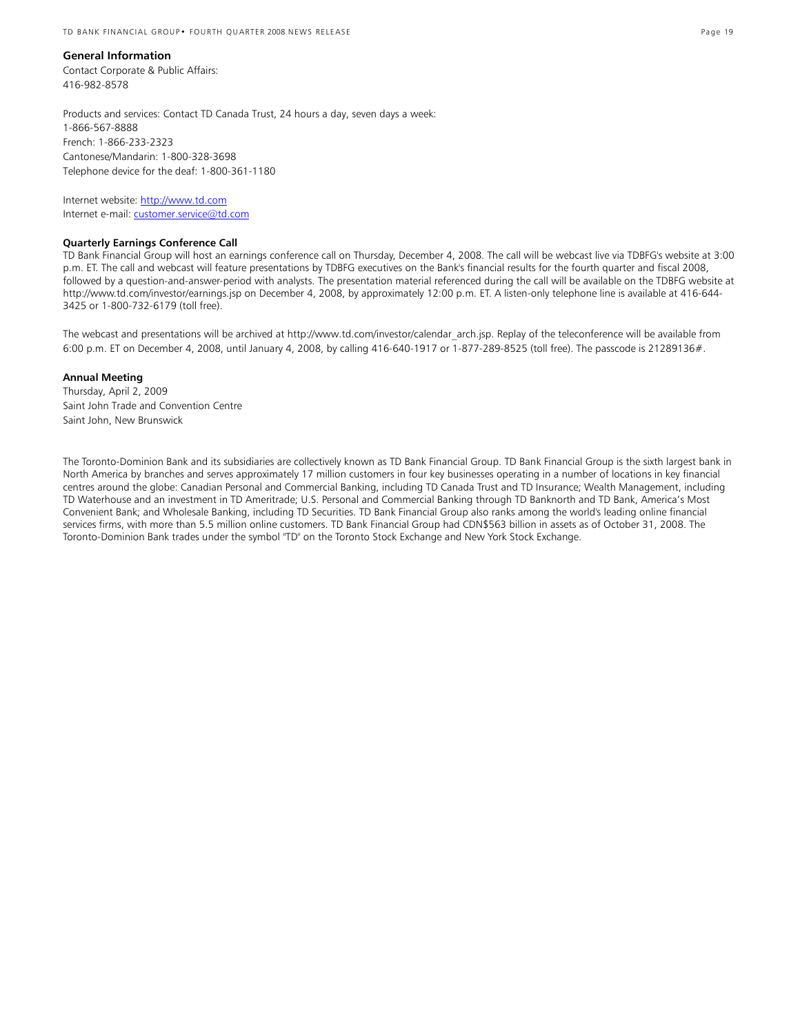**General Information**

Contact Corporate & Public Affairs:
416-982-8578

Products and services: Contact TD Canada Trust, 24 hours a day, seven days a week:
1-866-567-8888
French: 1-866-233-2323
Cantonese/Mandarin: 1-800-328-3698
Telephone device for the deaf: 1-800-361-1180

Internet website: http://www.td.com
Internet e-mail: customer.service@td.com

**Quarterly Earnings Conference Call**

TD Bank Financial Group will host an earnings conference call on Thursday, December 4, 2008. The call will be webcast live via TDBFG's website at 3:00 p.m. ET. The call and webcast will feature presentations by TDBFG executives on the Bank's financial results for the fourth quarter and fiscal 2008, followed by a question-and-answer-period with analysts. The presentation material referenced during the call will be available on the TDBFG website at http://www.td.com/investor/earnings.jsp on December 4, 2008, by approximately 12:00 p.m. ET. A listen-only telephone line is available at 416-644-3425 or 1-800-732-6179 (toll free).

The webcast and presentations will be archived at http://www.td.com/investor/calendar_arch.jsp. Replay of the teleconference will be available from 6:00 p.m. ET on December 4, 2008, until January 4, 2008, by calling 416-640-1917 or 1-877-289-8525 (toll free). The passcode is 21289136#.

**Annual Meeting**

Thursday, April 2, 2009
Saint John Trade and Convention Centre
Saint John, New Brunswick

The Toronto-Dominion Bank and its subsidiaries are collectively known as TD Bank Financial Group. TD Bank Financial Group is the sixth largest bank in North America by branches and serves approximately 17 million customers in four key businesses operating in a number of locations in key financial centres around the globe: Canadian Personal and Commercial Banking, including TD Canada Trust and TD Insurance; Wealth Management, including TD Waterhouse and an investment in TD Ameritrade; U.S. Personal and Commercial Banking through TD Banknorth and TD Bank, America's Most Convenient Bank; and Wholesale Banking, including TD Securities. TD Bank Financial Group also ranks among the world's leading online financial services firms, with more than 5.5 million online customers. TD Bank Financial Group had CDN$563 billion in assets as of October 31, 2008. The Toronto-Dominion Bank trades under the symbol "TD" on the Toronto Stock Exchange and New York Stock Exchange.